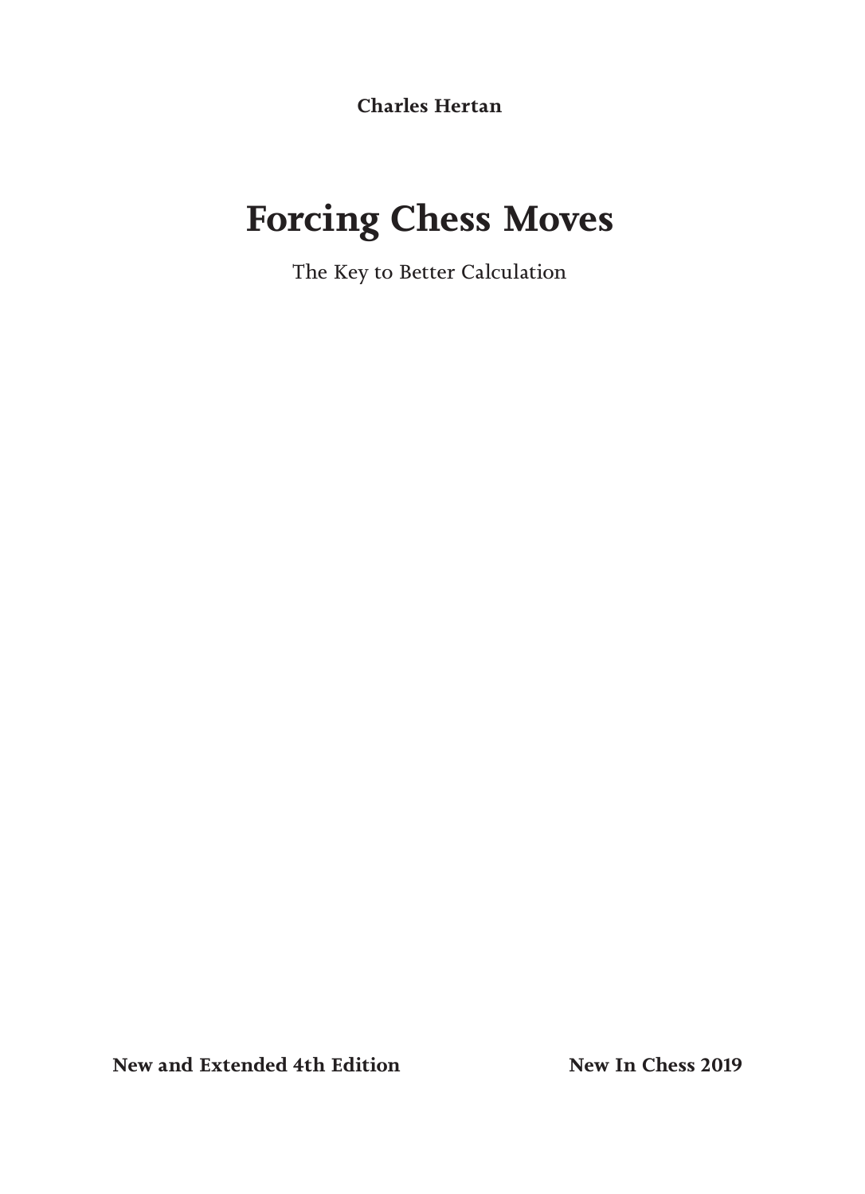**Charles Hertan**

# Forcing Chess Moves

The Key to Better Calculation

**New and Extended 4th Edition**

**New In Chess 2019**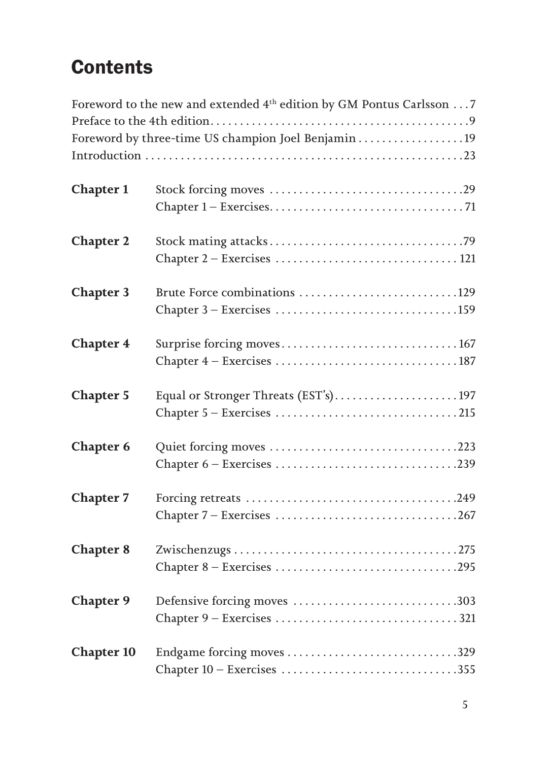# Contents

Foreword to the new and extended 4th edition by GM Pontus Carlsson . . . 7
Preface to the 4th edition . . . 9
Foreword by three-time US champion Joel Benjamin . . . 19
Introduction . . . 23

| | | |
|---|---|---|
| **Chapter 1** | Stock forcing moves | 29 |
| | Chapter 1 – Exercises | 71 |
| **Chapter 2** | Stock mating attacks | 79 |
| | Chapter 2 – Exercises | 121 |
| **Chapter 3** | Brute Force combinations | 129 |
| | Chapter 3 – Exercises | 159 |
| **Chapter 4** | Surprise forcing moves | 167 |
| | Chapter 4 – Exercises | 187 |
| **Chapter 5** | Equal or Stronger Threats (EST's) | 197 |
| | Chapter 5 – Exercises | 215 |
| **Chapter 6** | Quiet forcing moves | 223 |
| | Chapter 6 – Exercises | 239 |
| **Chapter 7** | Forcing retreats | 249 |
| | Chapter 7 – Exercises | 267 |
| **Chapter 8** | Zwischenzugs | 275 |
| | Chapter 8 – Exercises | 295 |
| **Chapter 9** | Defensive forcing moves | 303 |
| | Chapter 9 – Exercises | 321 |
| **Chapter 10** | Endgame forcing moves | 329 |
| | Chapter 10 – Exercises | 355 |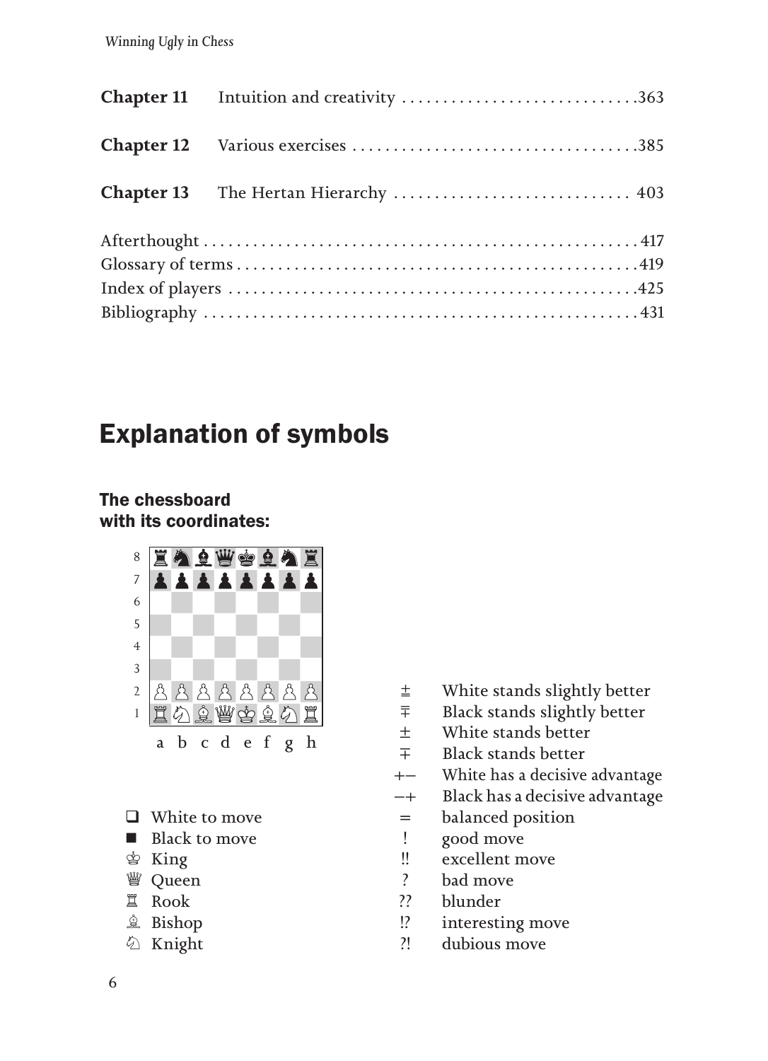| | | |
|---|---|---|
| **Chapter 11** | Intuition and creativity | 363 |
| **Chapter 12** | Various exercises | 385 |
| **Chapter 13** | The Hertan Hierarchy | 403 |

Afterthought ... 417
Glossary of terms ... 419
Index of players ... 425
Bibliography ... 431

## Explanation of symbols

### The chessboard with its coordinates:

| | a | b | c | d | e | f | g | h |
|---|---|---|---|---|---|---|---|---|
| 8 | ♜ | ♞ | ♝ | ♛ | ♚ | ♝ | ♞ | ♜ |
| 7 | ♟ | ♟ | ♟ | ♟ | ♟ | ♟ | ♟ | ♟ |
| 6 | | | | | | | | |
| 5 | | | | | | | | |
| 4 | | | | | | | | |
| 3 | | | | | | | | |
| 2 | ♙ | ♙ | ♙ | ♙ | ♙ | ♙ | ♙ | ♙ |
| 1 | ♖ | ♘ | ♗ | ♕ | ♔ | ♗ | ♘ | ♖ |

- ☐ White to move
- ■ Black to move
- ♔ King
- ♕ Queen
- ♖ Rook
- ♗ Bishop
- ♘ Knight

| Symbol | Meaning |
|---|---|
| ⩲ | White stands slightly better |
| ⩱ | Black stands slightly better |
| ± | White stands better |
| ∓ | Black stands better |
| +− | White has a decisive advantage |
| −+ | Black has a decisive advantage |
| = | balanced position |
| ! | good move |
| !! | excellent move |
| ? | bad move |
| ?? | blunder |
| !? | interesting move |
| ?! | dubious move |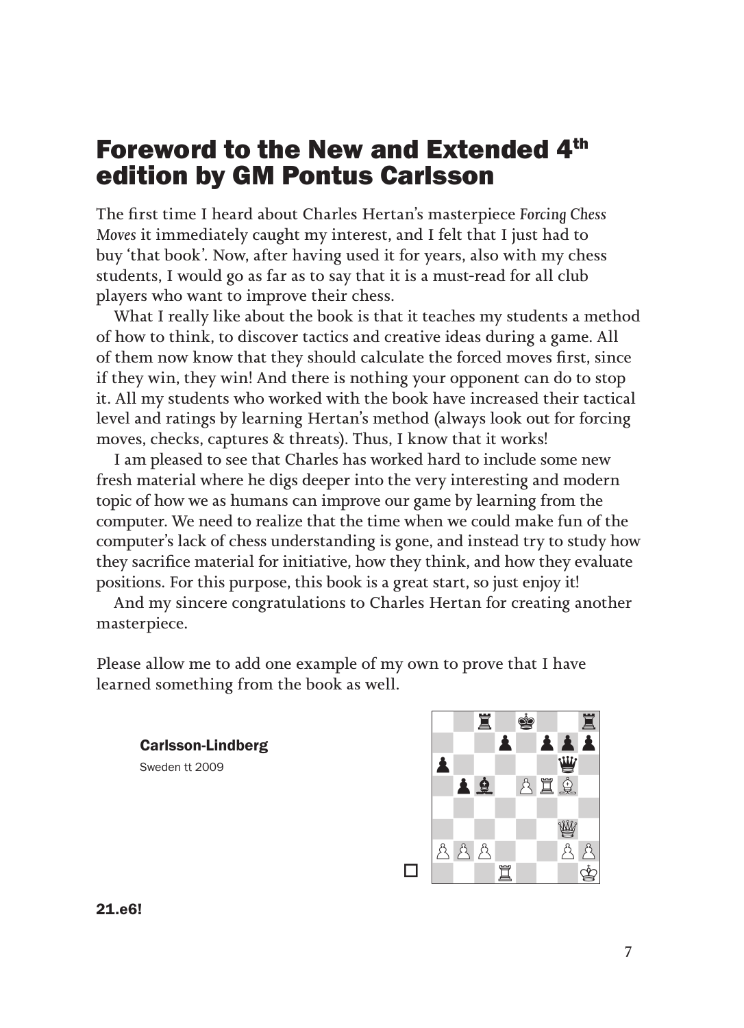# Foreword to the New and Extended 4th edition by GM Pontus Carlsson

The first time I heard about Charles Hertan's masterpiece *Forcing Chess Moves* it immediately caught my interest, and I felt that I just had to buy 'that book'. Now, after having used it for years, also with my chess students, I would go as far as to say that it is a must-read for all club players who want to improve their chess.

What I really like about the book is that it teaches my students a method of how to think, to discover tactics and creative ideas during a game. All of them now know that they should calculate the forced moves first, since if they win, they win! And there is nothing your opponent can do to stop it. All my students who worked with the book have increased their tactical level and ratings by learning Hertan's method (always look out for forcing moves, checks, captures & threats). Thus, I know that it works!

I am pleased to see that Charles has worked hard to include some new fresh material where he digs deeper into the very interesting and modern topic of how we as humans can improve our game by learning from the computer. We need to realize that the time when we could make fun of the computer's lack of chess understanding is gone, and instead try to study how they sacrifice material for initiative, how they think, and how they evaluate positions. For this purpose, this book is a great start, so just enjoy it!

And my sincere congratulations to Charles Hertan for creating another masterpiece.

Please allow me to add one example of my own to prove that I have learned something from the book as well.

**Carlsson-Lindberg**

Sweden tt 2009

**21.e6!**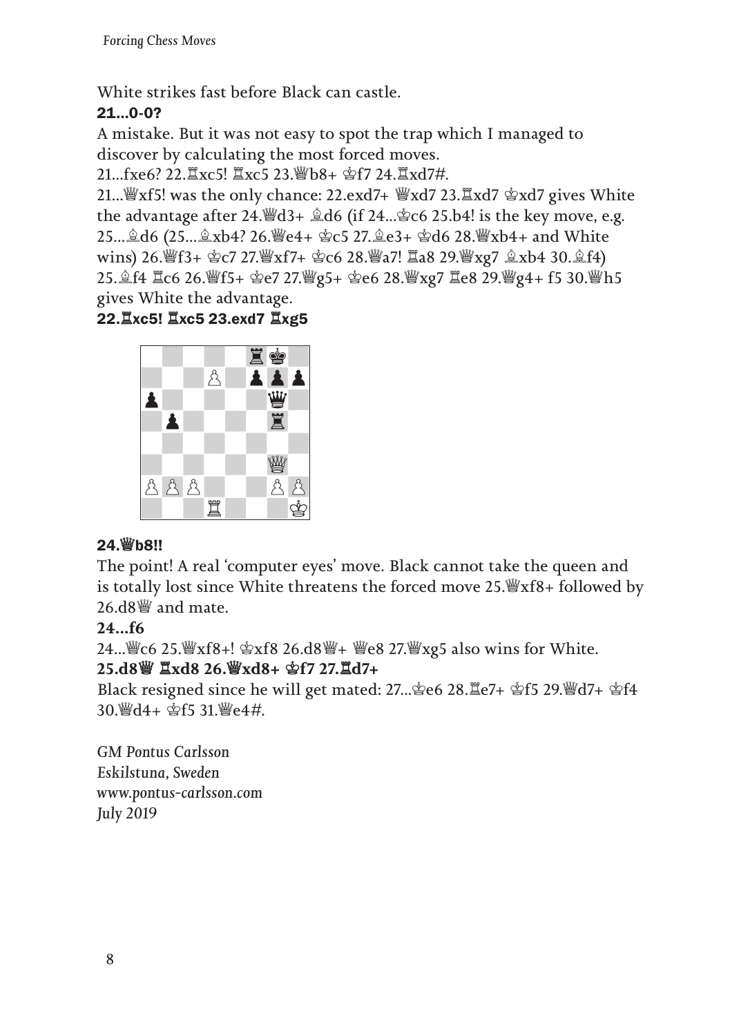White strikes fast before Black can castle.

**21...0-0?**

A mistake. But it was not easy to spot the trap which I managed to discover by calculating the most forced moves.

21...fxe6? 22.♖xc5! ♖xc5 23.♕b8+ ♔f7 24.♖xd7#.

21...♕xf5! was the only chance: 22.exd7+ ♕xd7 23.♖xd7 ♔xd7 gives White the advantage after 24.♕d3+ ♗d6 (if 24...♔c6 25.b4! is the key move, e.g. 25...♗d6 (25...♗xb4? 26.♕e4+ ♔c5 27.♗e3+ ♔d6 28.♕xb4+ and White wins) 26.♕f3+ ♔c7 27.♕xf7+ ♔c6 28.♕a7! ♖a8 29.♕xg7 ♗xb4 30.♗f4) 25.♗f4 ♖c6 26.♕f5+ ♔e7 27.♕g5+ ♔e6 28.♕xg7 ♖e8 29.♕g4+ f5 30.♕h5 gives White the advantage.

**22.♖xc5! ♖xc5 23.exd7 ♖xg5**

**24.♕b8!!**

The point! A real 'computer eyes' move. Black cannot take the queen and is totally lost since White threatens the forced move 25.♕xf8+ followed by 26.d8♕ and mate.

**24...f6**

24...♕c6 25.♕xf8+! ♔xf8 26.d8♕+ ♕e8 27.♕xg5 also wins for White.

**25.d8♕ ♖xd8 26.♕xd8+ ♔f7 27.♖d7+**

Black resigned since he will get mated: 27...♔e6 28.♖e7+ ♔f5 29.♕d7+ ♔f4 30.♕d4+ ♔f5 31.♕e4#.

*GM Pontus Carlsson*
*Eskilstuna, Sweden*
*www.pontus-carlsson.com*
*July 2019*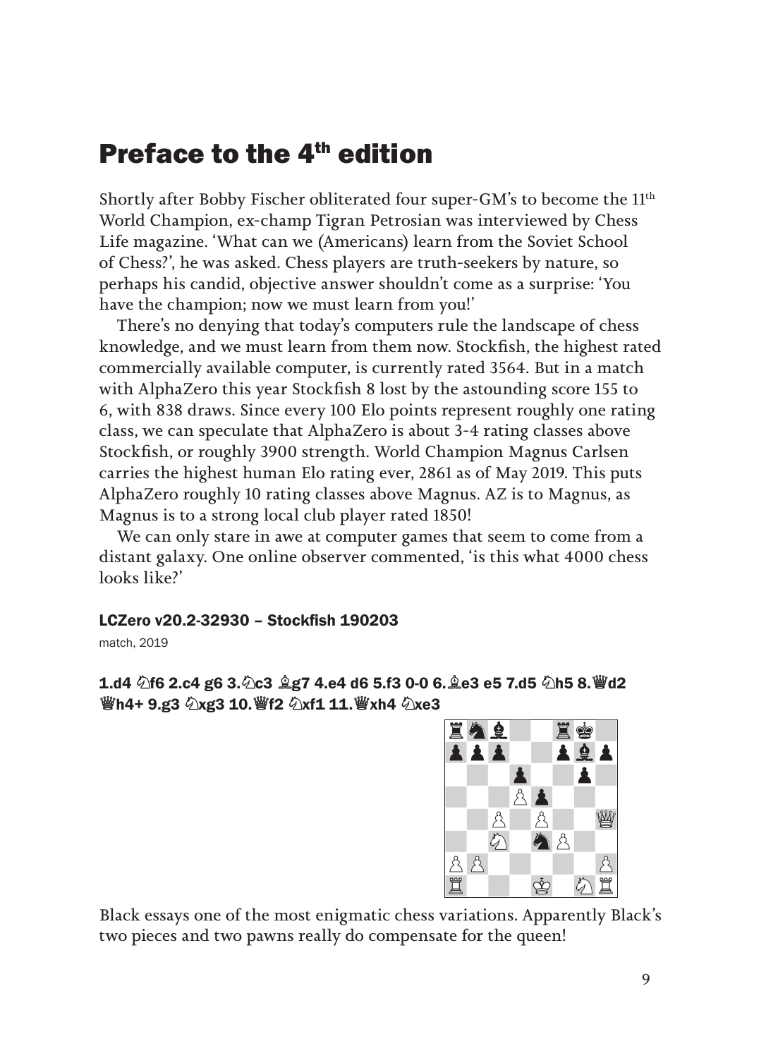# Preface to the 4th edition

Shortly after Bobby Fischer obliterated four super-GM's to become the 11th World Champion, ex-champ Tigran Petrosian was interviewed by Chess Life magazine. 'What can we (Americans) learn from the Soviet School of Chess?', he was asked. Chess players are truth-seekers by nature, so perhaps his candid, objective answer shouldn't come as a surprise: 'You have the champion; now we must learn from you!'

There's no denying that today's computers rule the landscape of chess knowledge, and we must learn from them now. Stockfish, the highest rated commercially available computer, is currently rated 3564. But in a match with AlphaZero this year Stockfish 8 lost by the astounding score 155 to 6, with 838 draws. Since every 100 Elo points represent roughly one rating class, we can speculate that AlphaZero is about 3-4 rating classes above Stockfish, or roughly 3900 strength. World Champion Magnus Carlsen carries the highest human Elo rating ever, 2861 as of May 2019. This puts AlphaZero roughly 10 rating classes above Magnus. AZ is to Magnus, as Magnus is to a strong local club player rated 1850!

We can only stare in awe at computer games that seem to come from a distant galaxy. One online observer commented, 'is this what 4000 chess looks like?'

### LCZero v20.2-32930 – Stockfish 190203

match, 2019

**1.d4 ♘f6 2.c4 g6 3.♘c3 ♗g7 4.e4 d6 5.f3 0-0 6.♗e3 e5 7.d5 ♘h5 8.♕d2 ♕h4+ 9.g3 ♘xg3 10.♕f2 ♘xf1 11.♕xh4 ♘xe3**

Black essays one of the most enigmatic chess variations. Apparently Black's two pieces and two pawns really do compensate for the queen!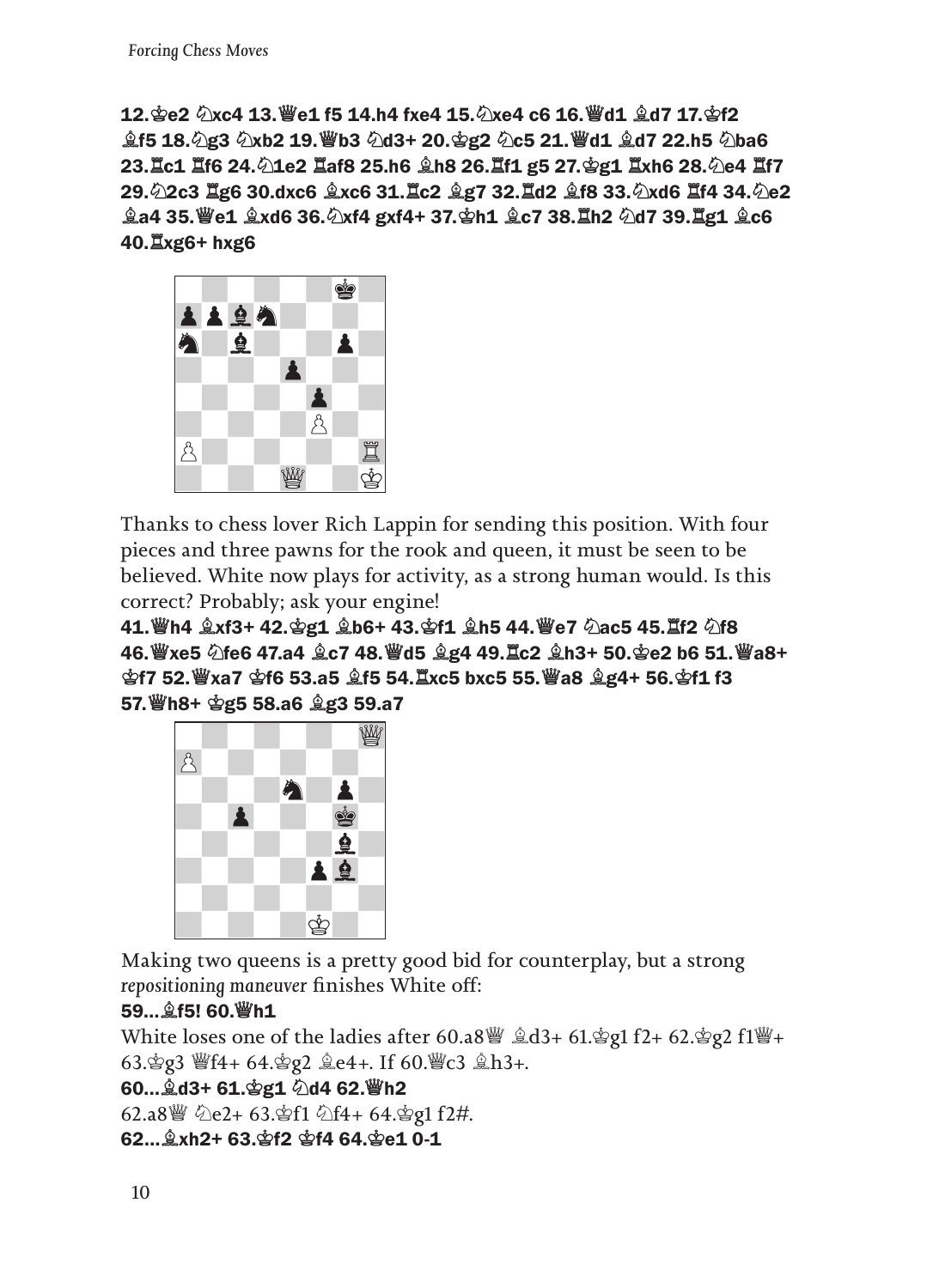12.♔e2 ♘xc4 13.♕e1 f5 14.h4 fxe4 15.♘xe4 c6 16.♕d1 ♗d7 17.♔f2 ♗f5 18.♘g3 ♘xb2 19.♕b3 ♘d3+ 20.♔g2 ♘c5 21.♕d1 ♗d7 22.h5 ♘ba6 23.♖c1 ♖f6 24.♘1e2 ♖af8 25.h6 ♗h8 26.♖f1 g5 27.♔g1 ♖xh6 28.♘e4 ♖f7 29.♘2c3 ♖g6 30.dxc6 ♗xc6 31.♖c2 ♗g7 32.♖d2 ♗f8 33.♘xd6 ♖f4 34.♘e2 ♗a4 35.♕e1 ♗xd6 36.♘xf4 gxf4+ 37.♔h1 ♗c7 38.♖h2 ♘d7 39.♖g1 ♗c6 40.♖xg6+ hxg6

Thanks to chess lover Rich Lappin for sending this position. With four pieces and three pawns for the rook and queen, it must be seen to be believed. White now plays for activity, as a strong human would. Is this correct? Probably; ask your engine!

41.♕h4 ♗xf3+ 42.♔g1 ♗b6+ 43.♔f1 ♗h5 44.♕e7 ♘ac5 45.♖f2 ♘f8 46.♕xe5 ♘fe6 47.a4 ♗c7 48.♕d5 ♗g4 49.♖c2 ♗h3+ 50.♔e2 b6 51.♕a8+ ♔f7 52.♕xa7 ♔f6 53.a5 ♗f5 54.♖xc5 bxc5 55.♕a8 ♗g4+ 56.♔f1 f3 57.♕h8+ ♔g5 58.a6 ♗g3 59.a7

Making two queens is a pretty good bid for counterplay, but a strong *repositioning maneuver* finishes White off:

**59...♗f5! 60.♕h1**

White loses one of the ladies after 60.a8♕ ♗d3+ 61.♔g1 f2+ 62.♔g2 f1♕+ 63.♔g3 ♕f4+ 64.♔g2 ♗e4+. If 60.♕c3 ♗h3+.

**60...♗d3+ 61.♔g1 ♘d4 62.♕h2**

62.a8♕ ♘e2+ 63.♔f1 ♘f4+ 64.♔g1 f2#.

**62...♗xh2+ 63.♔f2 ♔f4 64.♔e1 0-1**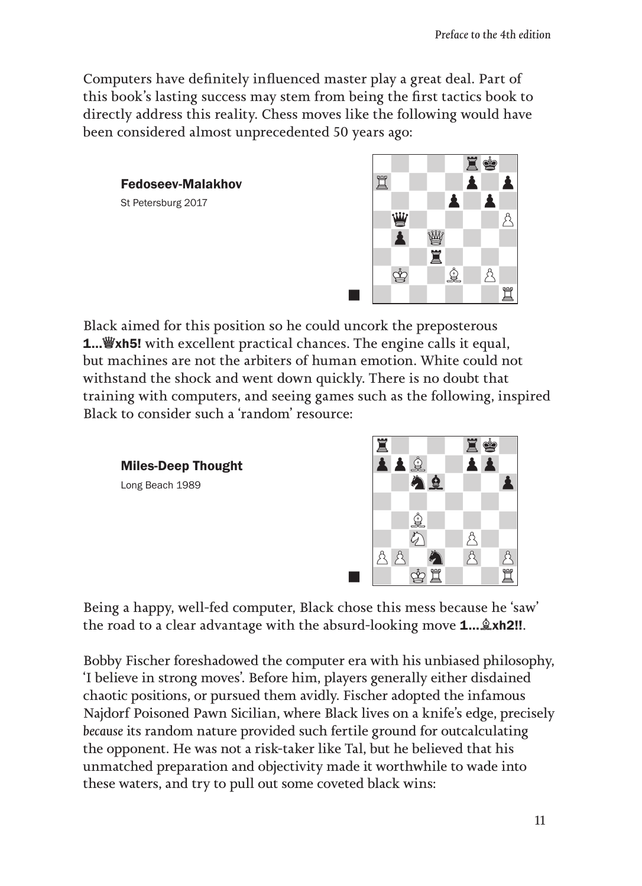Computers have definitely influenced master play a great deal. Part of this book's lasting success may stem from being the first tactics book to directly address this reality. Chess moves like the following would have been considered almost unprecedented 50 years ago:

**Fedoseev-Malakhov**
St Petersburg 2017

Black aimed for this position so he could uncork the preposterous **1...♛xh5!** with excellent practical chances. The engine calls it equal, but machines are not the arbiters of human emotion. White could not withstand the shock and went down quickly. There is no doubt that training with computers, and seeing games such as the following, inspired Black to consider such a 'random' resource:

**Miles-Deep Thought**
Long Beach 1989

Being a happy, well-fed computer, Black chose this mess because he 'saw' the road to a clear advantage with the absurd-looking move **1...♝xh2!!**.

Bobby Fischer foreshadowed the computer era with his unbiased philosophy, 'I believe in strong moves'. Before him, players generally either disdained chaotic positions, or pursued them avidly. Fischer adopted the infamous Najdorf Poisoned Pawn Sicilian, where Black lives on a knife's edge, precisely *because* its random nature provided such fertile ground for outcalculating the opponent. He was not a risk-taker like Tal, but he believed that his unmatched preparation and objectivity made it worthwhile to wade into these waters, and try to pull out some coveted black wins: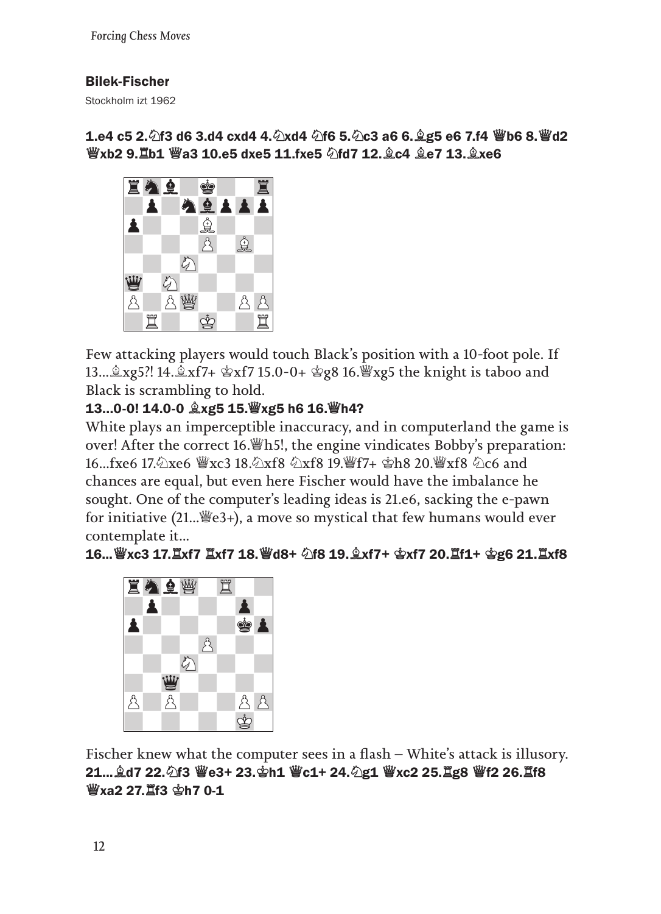### Bilek-Fischer

Stockholm izt 1962

**1.e4 c5 2.♘f3 d6 3.d4 cxd4 4.♘xd4 ♘f6 5.♘c3 a6 6.♗g5 e6 7.f4 ♕b6 8.♕d2 ♕xb2 9.♖b1 ♕a3 10.e5 dxe5 11.fxe5 ♘fd7 12.♗c4 ♗e7 13.♗xe6**

Few attacking players would touch Black's position with a 10-foot pole. If 13...♗xg5?! 14.♗xf7+ ♔xf7 15.0-0+ ♔g8 16.♕xg5 the knight is taboo and Black is scrambling to hold.

**13...0-0! 14.0-0 ♗xg5 15.♕xg5 h6 16.♕h4?**

White plays an imperceptible inaccuracy, and in computerland the game is over! After the correct 16.♕h5!, the engine vindicates Bobby's preparation: 16...fxe6 17.♘xe6 ♕xc3 18.♘xf8 ♘xf8 19.♕f7+ ♔h8 20.♕xf8 ♘c6 and chances are equal, but even here Fischer would have the imbalance he sought. One of the computer's leading ideas is 21.e6, sacking the e-pawn for initiative (21...♕e3+), a move so mystical that few humans would ever contemplate it...

**16...♕xc3 17.♖xf7 ♖xf7 18.♕d8+ ♘f8 19.♗xf7+ ♔xf7 20.♖f1+ ♔g6 21.♖xf8**

Fischer knew what the computer sees in a flash – White's attack is illusory.

**21...♗d7 22.♘f3 ♕e3+ 23.♔h1 ♕c1+ 24.♘g1 ♕xc2 25.♖g8 ♕f2 26.♖f8 ♕xa2 27.♖f3 ♔h7 0-1**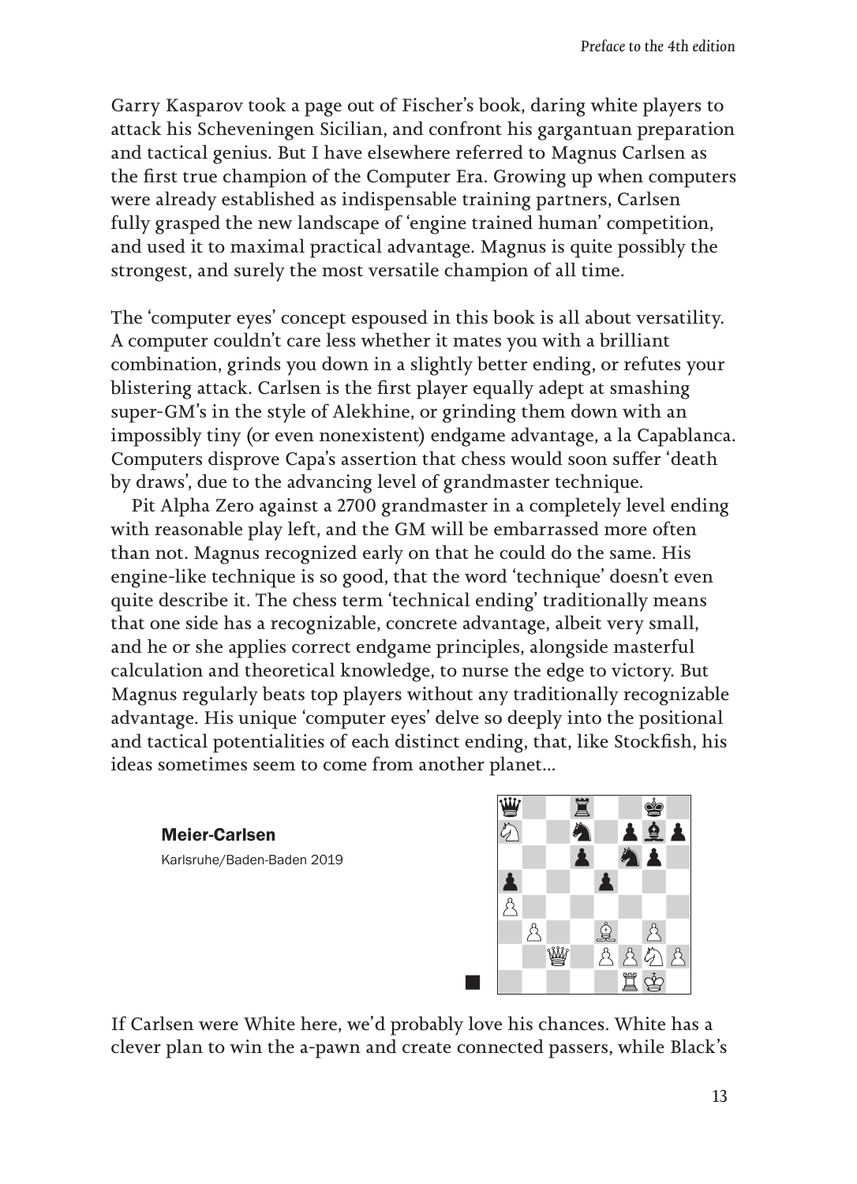Garry Kasparov took a page out of Fischer's book, daring white players to attack his Scheveningen Sicilian, and confront his gargantuan preparation and tactical genius. But I have elsewhere referred to Magnus Carlsen as the first true champion of the Computer Era. Growing up when computers were already established as indispensable training partners, Carlsen fully grasped the new landscape of 'engine trained human' competition, and used it to maximal practical advantage. Magnus is quite possibly the strongest, and surely the most versatile champion of all time.

The 'computer eyes' concept espoused in this book is all about versatility. A computer couldn't care less whether it mates you with a brilliant combination, grinds you down in a slightly better ending, or refutes your blistering attack. Carlsen is the first player equally adept at smashing super-GM's in the style of Alekhine, or grinding them down with an impossibly tiny (or even nonexistent) endgame advantage, a la Capablanca. Computers disprove Capa's assertion that chess would soon suffer 'death by draws', due to the advancing level of grandmaster technique.

Pit Alpha Zero against a 2700 grandmaster in a completely level ending with reasonable play left, and the GM will be embarrassed more often than not. Magnus recognized early on that he could do the same. His engine-like technique is so good, that the word 'technique' doesn't even quite describe it. The chess term 'technical ending' traditionally means that one side has a recognizable, concrete advantage, albeit very small, and he or she applies correct endgame principles, alongside masterful calculation and theoretical knowledge, to nurse the edge to victory. But Magnus regularly beats top players without any traditionally recognizable advantage. His unique 'computer eyes' delve so deeply into the positional and tactical potentialities of each distinct ending, that, like Stockfish, his ideas sometimes seem to come from another planet...

**Meier-Carlsen**

Karlsruhe/Baden-Baden 2019

If Carlsen were White here, we'd probably love his chances. White has a clever plan to win the a-pawn and create connected passers, while Black's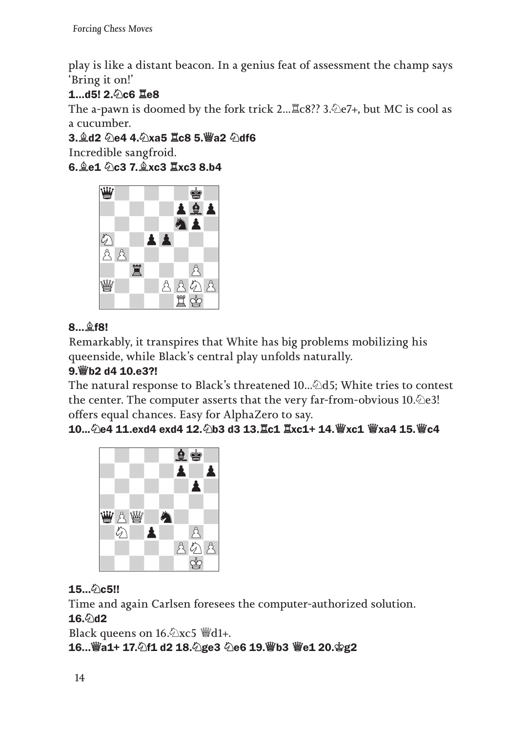play is like a distant beacon. In a genius feat of assessment the champ says 'Bring it on!'

**1...d5! 2.♘c6 ♖e8**

The a-pawn is doomed by the fork trick 2...♖c8?? 3.♘e7+, but MC is cool as a cucumber.

**3.♗d2 ♘e4 4.♘xa5 ♖c8 5.♕a2 ♘df6**

Incredible sangfroid.

**6.♗e1 ♘c3 7.♗xc3 ♖xc3 8.b4**

**8...♗f8!**

Remarkably, it transpires that White has big problems mobilizing his queenside, while Black's central play unfolds naturally.

**9.♕b2 d4 10.e3?!**

The natural response to Black's threatened 10...♘d5; White tries to contest the center. The computer asserts that the very far-from-obvious 10.♘e3! offers equal chances. Easy for AlphaZero to say.

**10...♘e4 11.exd4 exd4 12.♘b3 d3 13.♖c1 ♖xc1+ 14.♕xc1 ♕xa4 15.♕c4**

**15...♘c5!!**

Time and again Carlsen foresees the computer-authorized solution.

**16.♘d2**

Black queens on 16.♘xc5 ♕d1+.

**16...♕a1+ 17.♘f1 d2 18.♘ge3 ♘e6 19.♕b3 ♕e1 20.♔g2**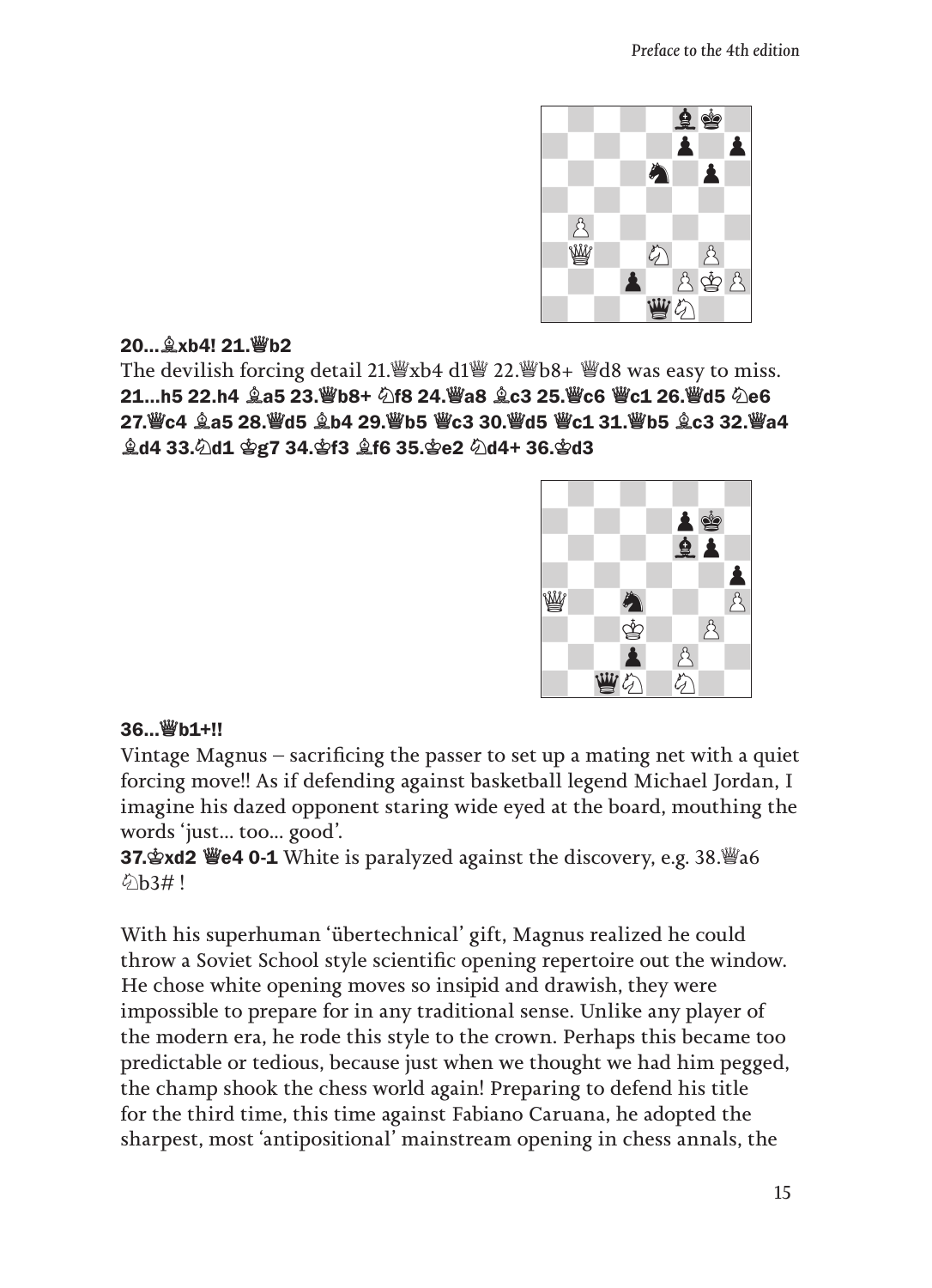**20...♗xb4! 21.♕b2**

The devilish forcing detail 21.♕xb4 d1♕ 22.♕b8+ ♕d8 was easy to miss.

**21...h5 22.h4 ♗a5 23.♕b8+ ♘f8 24.♕a8 ♗c3 25.♕c6 ♕c1 26.♕d5 ♘e6 27.♕c4 ♗a5 28.♕d5 ♗b4 29.♕b5 ♕c3 30.♕d5 ♕c1 31.♕b5 ♗c3 32.♕a4 ♗d4 33.♘d1 ♔g7 34.♔f3 ♗f6 35.♔e2 ♘d4+ 36.♔d3**

**36...♕b1+!!**

Vintage Magnus – sacrificing the passer to set up a mating net with a quiet forcing move!! As if defending against basketball legend Michael Jordan, I imagine his dazed opponent staring wide eyed at the board, mouthing the words 'just... too... good'.

**37.♔xd2 ♕e4 0-1** White is paralyzed against the discovery, e.g. 38.♕a6 ♘b3# !

With his superhuman 'übertechnical' gift, Magnus realized he could throw a Soviet School style scientific opening repertoire out the window. He chose white opening moves so insipid and drawish, they were impossible to prepare for in any traditional sense. Unlike any player of the modern era, he rode this style to the crown. Perhaps this became too predictable or tedious, because just when we thought we had him pegged, the champ shook the chess world again! Preparing to defend his title for the third time, this time against Fabiano Caruana, he adopted the sharpest, most 'antipositional' mainstream opening in chess annals, the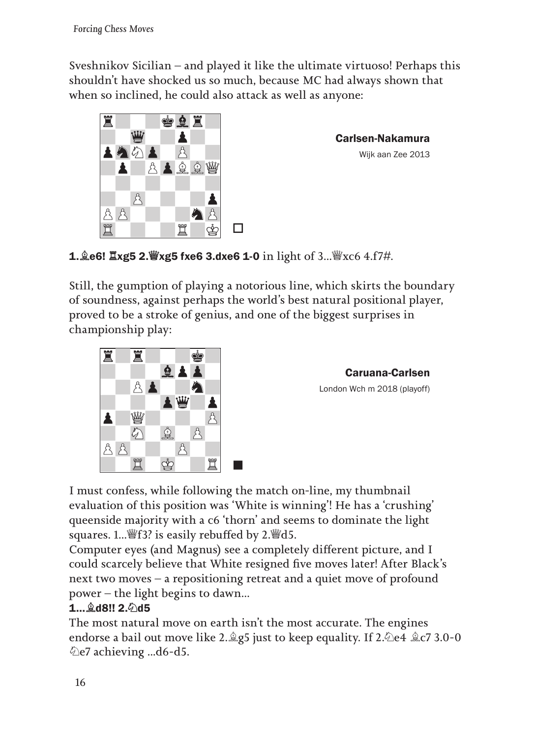Sveshnikov Sicilian – and played it like the ultimate virtuoso! Perhaps this shouldn't have shocked us so much, because MC had always shown that when so inclined, he could also attack as well as anyone:

**Carlsen-Nakamura**

Wijk aan Zee 2013

**1.♗e6! ♖xg5 2.♕xg5 fxe6 3.dxe6 1-0** in light of 3...♕xc6 4.f7#.

Still, the gumption of playing a notorious line, which skirts the boundary of soundness, against perhaps the world's best natural positional player, proved to be a stroke of genius, and one of the biggest surprises in championship play:

**Caruana-Carlsen**

London Wch m 2018 (playoff)

I must confess, while following the match on-line, my thumbnail evaluation of this position was 'White is winning'! He has a 'crushing' queenside majority with a c6 'thorn' and seems to dominate the light squares. 1...♕f3? is easily rebuffed by 2.♕d5.

Computer eyes (and Magnus) see a completely different picture, and I could scarcely believe that White resigned five moves later! After Black's next two moves – a repositioning retreat and a quiet move of profound power – the light begins to dawn...

**1...♗d8!! 2.♘d5**

The most natural move on earth isn't the most accurate. The engines endorse a bail out move like 2.♗g5 just to keep equality. If 2.♘e4 ♗c7 3.0-0 ♘e7 achieving ...d6-d5.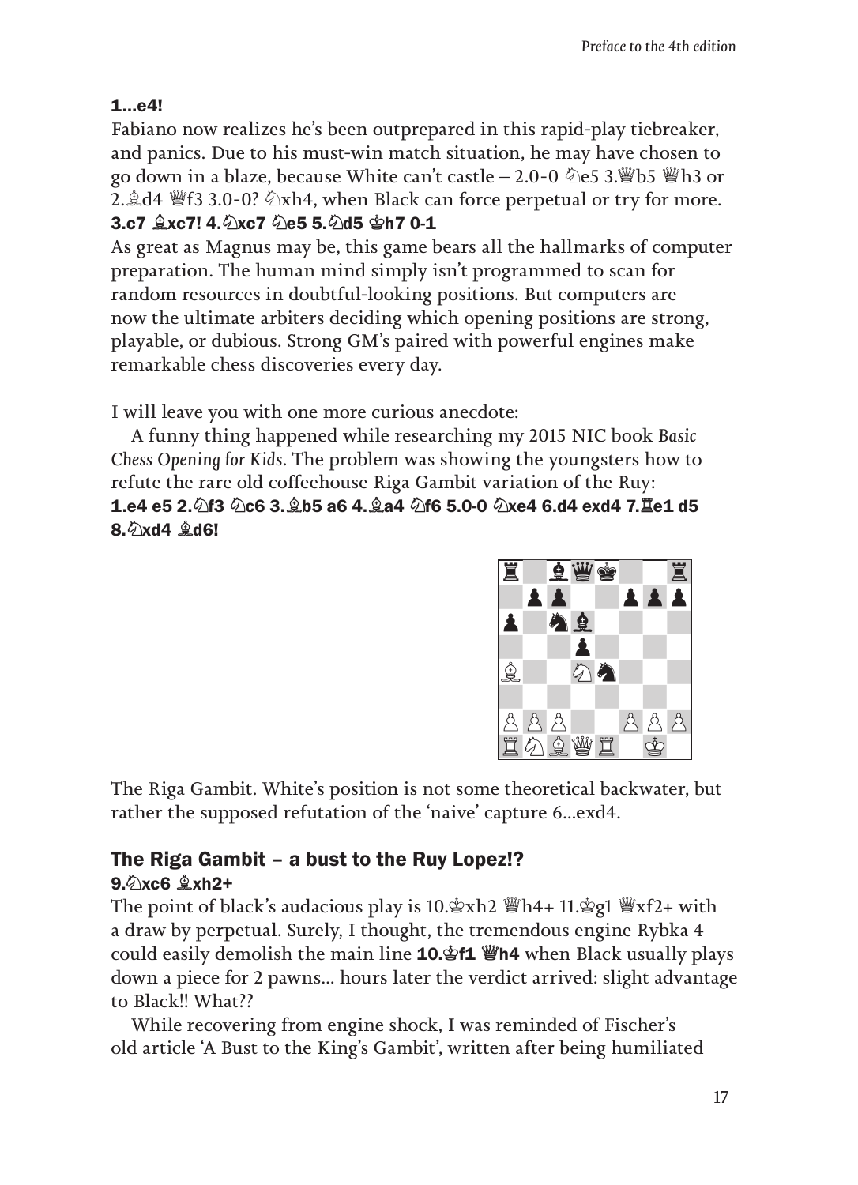**1...e4!**

Fabiano now realizes he's been outprepared in this rapid-play tiebreaker, and panics. Due to his must-win match situation, he may have chosen to go down in a blaze, because White can't castle – 2.0-0 ♘e5 3.♕b5 ♕h3 or 2.♗d4 ♕f3 3.0-0? ♘xh4, when Black can force perpetual or try for more.

**3.c7 ♗xc7! 4.♘xc7 ♘e5 5.♘d5 ♔h7 0-1**

As great as Magnus may be, this game bears all the hallmarks of computer preparation. The human mind simply isn't programmed to scan for random resources in doubtful-looking positions. But computers are now the ultimate arbiters deciding which opening positions are strong, playable, or dubious. Strong GM's paired with powerful engines make remarkable chess discoveries every day.

I will leave you with one more curious anecdote:

A funny thing happened while researching my 2015 NIC book *Basic Chess Opening for Kids*. The problem was showing the youngsters how to refute the rare old coffeehouse Riga Gambit variation of the Ruy:

**1.e4 e5 2.♘f3 ♘c6 3.♗b5 a6 4.♗a4 ♘f6 5.0-0 ♘xe4 6.d4 exd4 7.♖e1 d5 8.♘xd4 ♗d6!**

The Riga Gambit. White's position is not some theoretical backwater, but rather the supposed refutation of the 'naive' capture 6...exd4.

## The Riga Gambit – a bust to the Ruy Lopez!?

**9.♘xc6 ♗xh2+**

The point of black's audacious play is 10.♔xh2 ♕h4+ 11.♔g1 ♕xf2+ with a draw by perpetual. Surely, I thought, the tremendous engine Rybka 4 could easily demolish the main line **10.♔f1 ♕h4** when Black usually plays down a piece for 2 pawns... hours later the verdict arrived: slight advantage to Black!! What??

While recovering from engine shock, I was reminded of Fischer's old article 'A Bust to the King's Gambit', written after being humiliated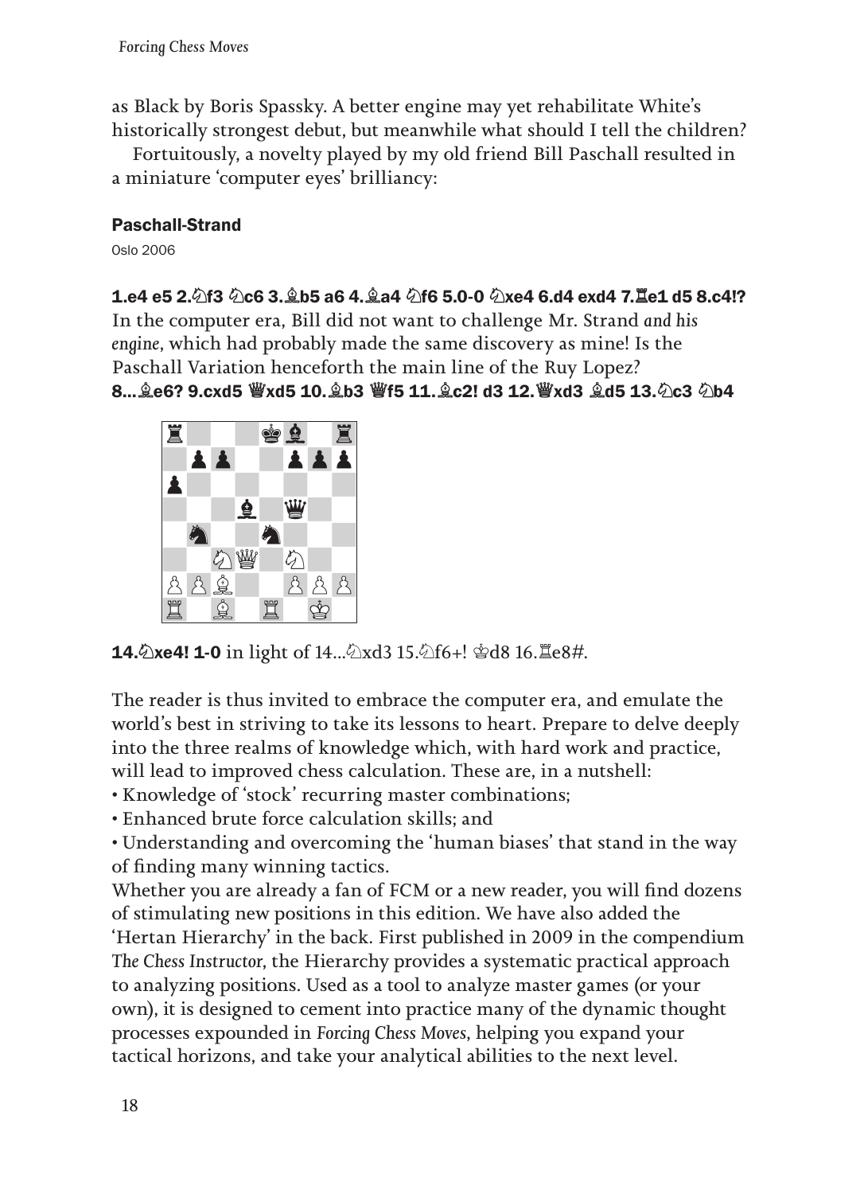as Black by Boris Spassky. A better engine may yet rehabilitate White's historically strongest debut, but meanwhile what should I tell the children?

Fortuitously, a novelty played by my old friend Bill Paschall resulted in a miniature 'computer eyes' brilliancy:

### Paschall-Strand

Oslo 2006

**1.e4 e5 2.♘f3 ♘c6 3.♗b5 a6 4.♗a4 ♘f6 5.0-0 ♘xe4 6.d4 exd4 7.♖e1 d5 8.c4!?** In the computer era, Bill did not want to challenge Mr. Strand *and his engine*, which had probably made the same discovery as mine! Is the Paschall Variation henceforth the main line of the Ruy Lopez?
**8...♗e6? 9.cxd5 ♕xd5 10.♗b3 ♕f5 11.♗c2! d3 12.♕xd3 ♗d5 13.♘c3 ♘b4**

**14.♘xe4! 1-0** in light of 14...♘xd3 15.♘f6+! ♔d8 16.♖e8#.

The reader is thus invited to embrace the computer era, and emulate the world's best in striving to take its lessons to heart. Prepare to delve deeply into the three realms of knowledge which, with hard work and practice, will lead to improved chess calculation. These are, in a nutshell:

- Knowledge of 'stock' recurring master combinations;
- Enhanced brute force calculation skills; and
- Understanding and overcoming the 'human biases' that stand in the way of finding many winning tactics.

Whether you are already a fan of FCM or a new reader, you will find dozens of stimulating new positions in this edition. We have also added the 'Hertan Hierarchy' in the back. First published in 2009 in the compendium *The Chess Instructor*, the Hierarchy provides a systematic practical approach to analyzing positions. Used as a tool to analyze master games (or your own), it is designed to cement into practice many of the dynamic thought processes expounded in *Forcing Chess Moves*, helping you expand your tactical horizons, and take your analytical abilities to the next level.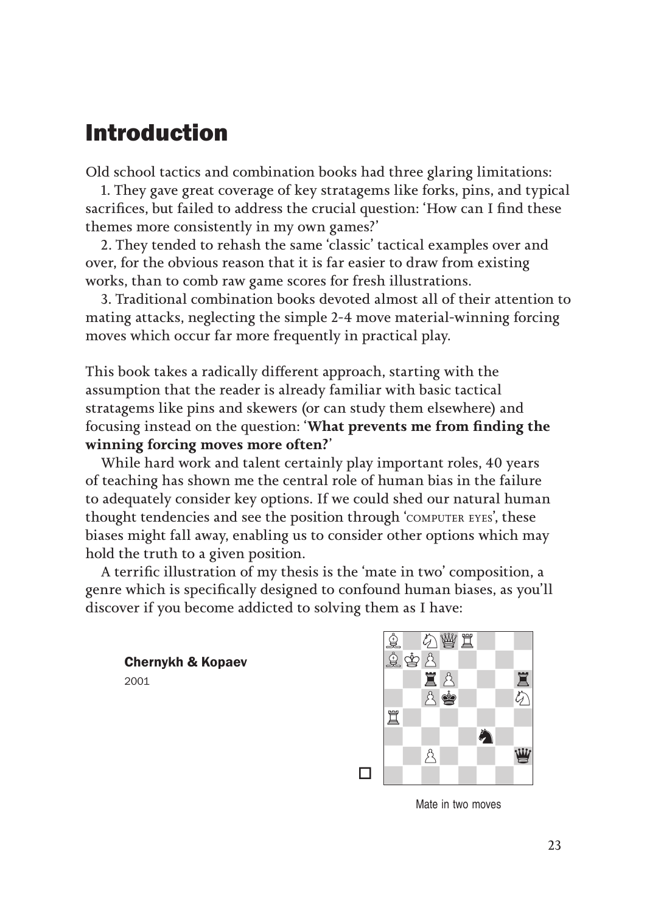# Introduction

Old school tactics and combination books had three glaring limitations:

1. They gave great coverage of key stratagems like forks, pins, and typical sacrifices, but failed to address the crucial question: 'How can I find these themes more consistently in my own games?'

2. They tended to rehash the same 'classic' tactical examples over and over, for the obvious reason that it is far easier to draw from existing works, than to comb raw game scores for fresh illustrations.

3. Traditional combination books devoted almost all of their attention to mating attacks, neglecting the simple 2-4 move material-winning forcing moves which occur far more frequently in practical play.

This book takes a radically different approach, starting with the assumption that the reader is already familiar with basic tactical stratagems like pins and skewers (or can study them elsewhere) and focusing instead on the question: '**What prevents me from finding the winning forcing moves more often?**'

While hard work and talent certainly play important roles, 40 years of teaching has shown me the central role of human bias in the failure to adequately consider key options. If we could shed our natural human thought tendencies and see the position through 'COMPUTER EYES', these biases might fall away, enabling us to consider other options which may hold the truth to a given position.

A terrific illustration of my thesis is the 'mate in two' composition, a genre which is specifically designed to confound human biases, as you'll discover if you become addicted to solving them as I have:

**Chernykh & Kopaev**
2001

Mate in two moves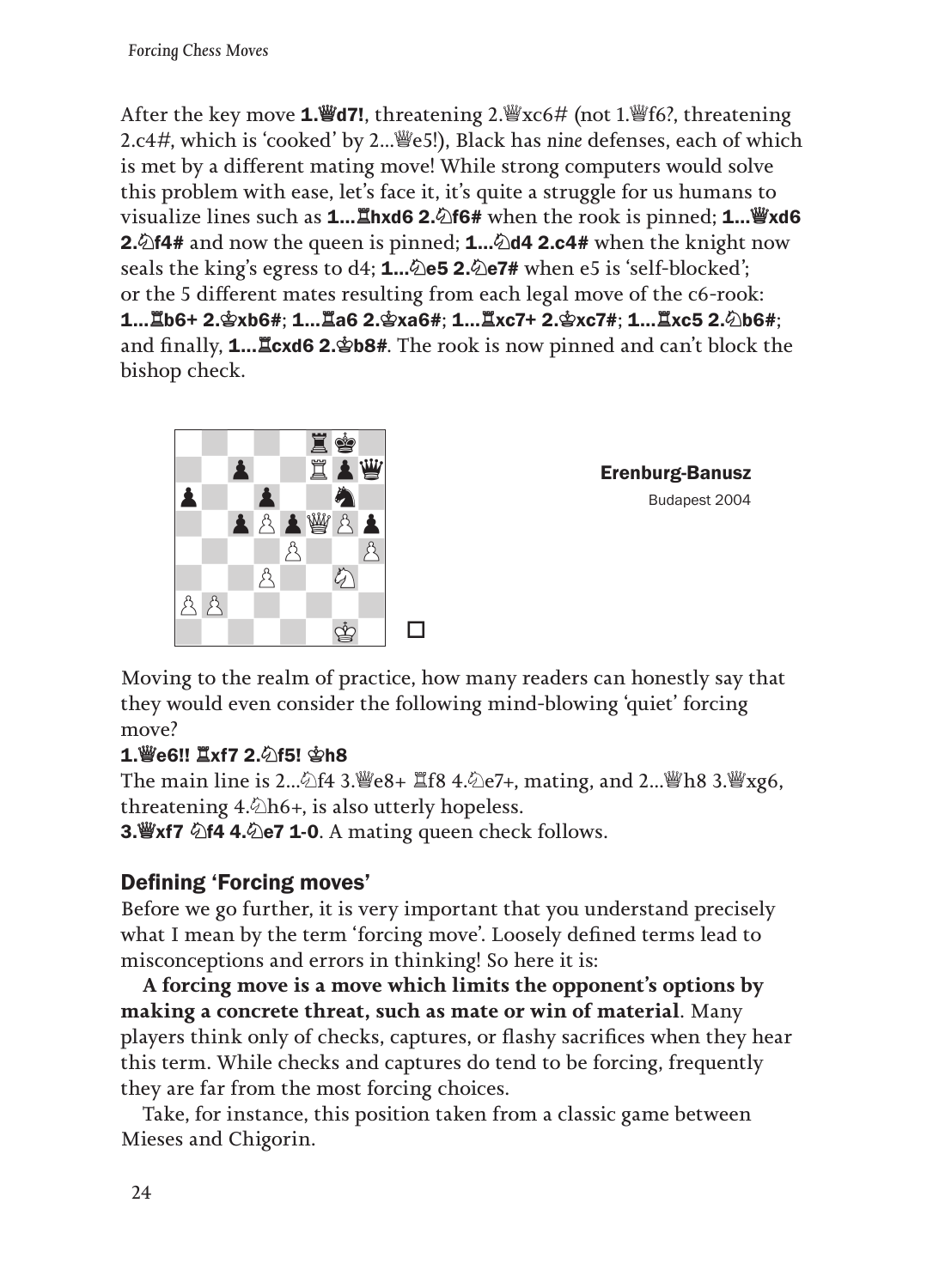After the key move **1.♕d7!**, threatening 2.♕xc6# (not 1.♕f6?, threatening 2.c4#, which is 'cooked' by 2...♕e5!), Black has *nine* defenses, each of which is met by a different mating move! While strong computers would solve this problem with ease, let's face it, it's quite a struggle for us humans to visualize lines such as **1...♖hxd6 2.♘f6#** when the rook is pinned; **1...♕xd6 2.♘f4#** and now the queen is pinned; **1...♘d4 2.c4#** when the knight now seals the king's egress to d4; **1...♘e5 2.♘e7#** when e5 is 'self-blocked'; or the 5 different mates resulting from each legal move of the c6-rook: **1...♖b6+ 2.♔xb6#**; **1...♖a6 2.♔xa6#**; **1...♖xc7+ 2.♔xc7#**; **1...♖xc5 2.♘b6#**; and finally, **1...♖cxd6 2.♔b8#**. The rook is now pinned and can't block the bishop check.

**Erenburg-Banusz**
Budapest 2004

Moving to the realm of practice, how many readers can honestly say that they would even consider the following mind-blowing 'quiet' forcing move?

**1.♕e6!! ♖xf7 2.♘f5! ♔h8**

The main line is 2...♘f4 3.♕e8+ ♖f8 4.♘e7+, mating, and 2...♕h8 3.♕xg6, threatening 4.♘h6+, is also utterly hopeless.

**3.♕xf7 ♘f4 4.♘e7 1-0**. A mating queen check follows.

## Defining 'Forcing moves'

Before we go further, it is very important that you understand precisely what I mean by the term 'forcing move'. Loosely defined terms lead to misconceptions and errors in thinking! So here it is:

**A forcing move is a move which limits the opponent's options by making a concrete threat, such as mate or win of material**. Many players think only of checks, captures, or flashy sacrifices when they hear this term. While checks and captures do tend to be forcing, frequently they are far from the most forcing choices.

Take, for instance, this position taken from a classic game between Mieses and Chigorin.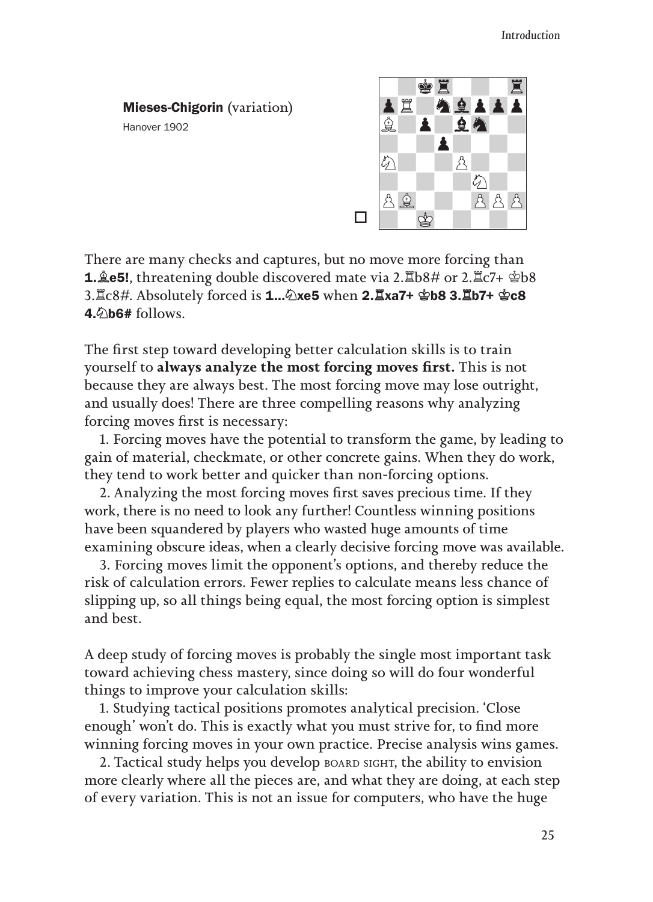**Mieses-Chigorin** (variation)
Hanover 1902

There are many checks and captures, but no move more forcing than **1.♗e5!**, threatening double discovered mate via 2.♖b8# or 2.♖c7+ ♔b8 3.♖c8#. Absolutely forced is **1...♘xe5** when **2.♖xa7+ ♔b8 3.♖b7+ ♔c8 4.♘b6#** follows.

The first step toward developing better calculation skills is to train yourself to **always analyze the most forcing moves first.** This is not because they are always best. The most forcing move may lose outright, and usually does! There are three compelling reasons why analyzing forcing moves first is necessary:

1. Forcing moves have the potential to transform the game, by leading to gain of material, checkmate, or other concrete gains. When they do work, they tend to work better and quicker than non-forcing options.

2. Analyzing the most forcing moves first saves precious time. If they work, there is no need to look any further! Countless winning positions have been squandered by players who wasted huge amounts of time examining obscure ideas, when a clearly decisive forcing move was available.

3. Forcing moves limit the opponent's options, and thereby reduce the risk of calculation errors. Fewer replies to calculate means less chance of slipping up, so all things being equal, the most forcing option is simplest and best.

A deep study of forcing moves is probably the single most important task toward achieving chess mastery, since doing so will do four wonderful things to improve your calculation skills:

1. Studying tactical positions promotes analytical precision. 'Close enough' won't do. This is exactly what you must strive for, to find more winning forcing moves in your own practice. Precise analysis wins games.

2. Tactical study helps you develop BOARD SIGHT, the ability to envision more clearly where all the pieces are, and what they are doing, at each step of every variation. This is not an issue for computers, who have the huge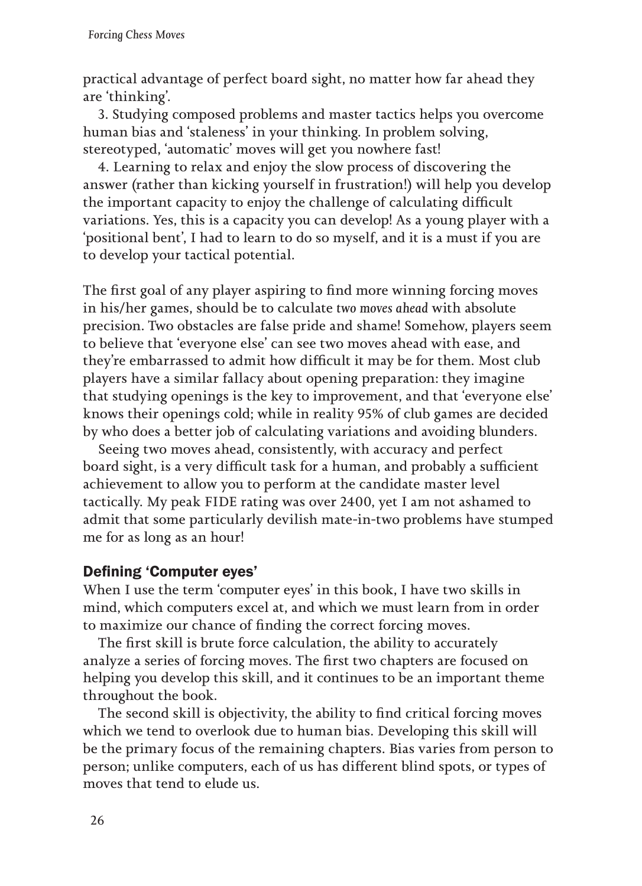practical advantage of perfect board sight, no matter how far ahead they are 'thinking'.

3. Studying composed problems and master tactics helps you overcome human bias and 'staleness' in your thinking. In problem solving, stereotyped, 'automatic' moves will get you nowhere fast!

4. Learning to relax and enjoy the slow process of discovering the answer (rather than kicking yourself in frustration!) will help you develop the important capacity to enjoy the challenge of calculating difficult variations. Yes, this is a capacity you can develop! As a young player with a 'positional bent', I had to learn to do so myself, and it is a must if you are to develop your tactical potential.

The first goal of any player aspiring to find more winning forcing moves in his/her games, should be to calculate *two moves ahead* with absolute precision. Two obstacles are false pride and shame! Somehow, players seem to believe that 'everyone else' can see two moves ahead with ease, and they're embarrassed to admit how difficult it may be for them. Most club players have a similar fallacy about opening preparation: they imagine that studying openings is the key to improvement, and that 'everyone else' knows their openings cold; while in reality 95% of club games are decided by who does a better job of calculating variations and avoiding blunders.

Seeing two moves ahead, consistently, with accuracy and perfect board sight, is a very difficult task for a human, and probably a sufficient achievement to allow you to perform at the candidate master level tactically. My peak FIDE rating was over 2400, yet I am not ashamed to admit that some particularly devilish mate-in-two problems have stumped me for as long as an hour!

## Defining 'Computer eyes'

When I use the term 'computer eyes' in this book, I have two skills in mind, which computers excel at, and which we must learn from in order to maximize our chance of finding the correct forcing moves.

The first skill is brute force calculation, the ability to accurately analyze a series of forcing moves. The first two chapters are focused on helping you develop this skill, and it continues to be an important theme throughout the book.

The second skill is objectivity, the ability to find critical forcing moves which we tend to overlook due to human bias. Developing this skill will be the primary focus of the remaining chapters. Bias varies from person to person; unlike computers, each of us has different blind spots, or types of moves that tend to elude us.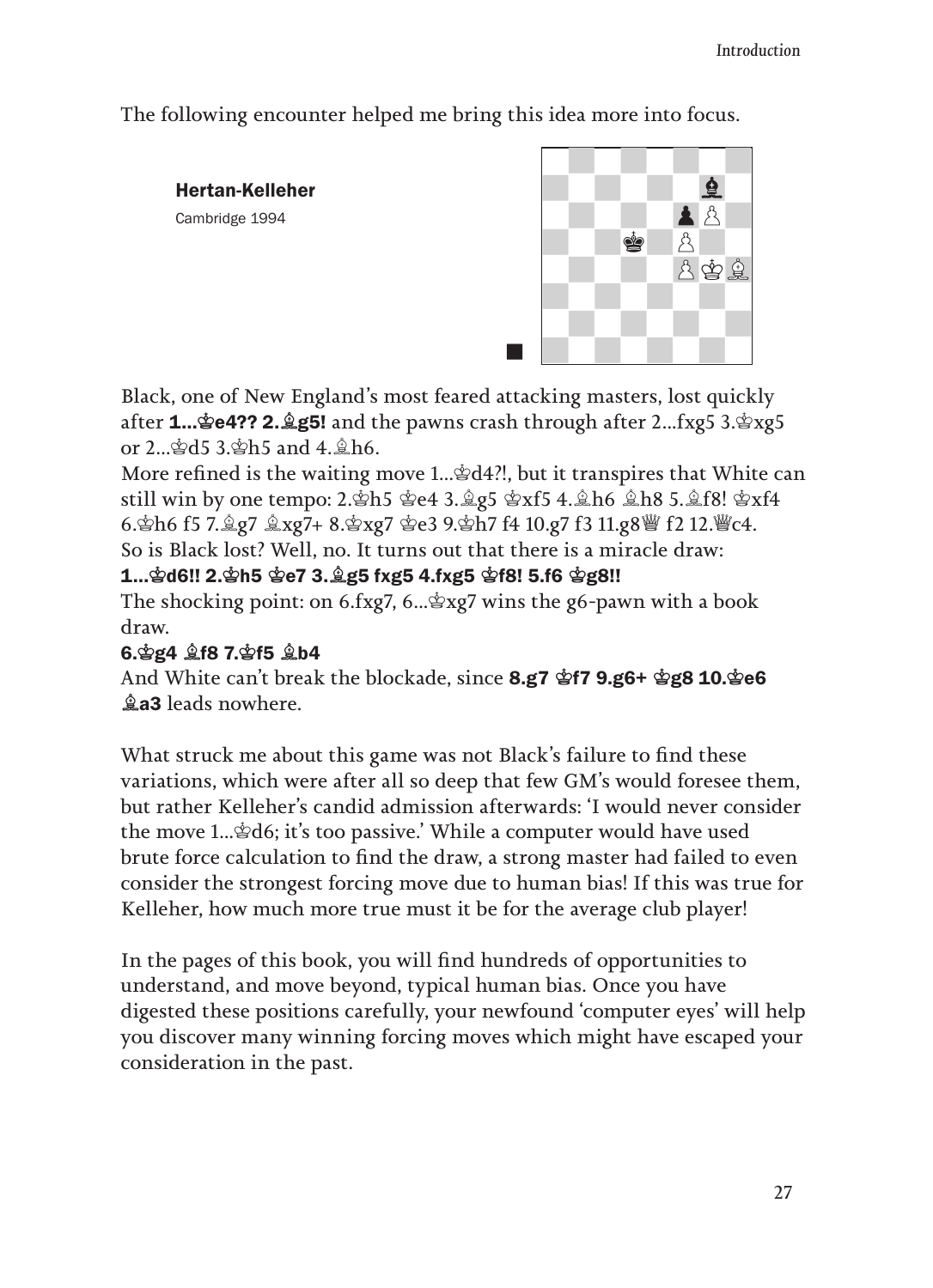The following encounter helped me bring this idea more into focus.

**Hertan-Kelleher**

Cambridge 1994

Black, one of New England's most feared attacking masters, lost quickly after **1...♚e4?? 2.♗g5!** and the pawns crash through after 2...fxg5 3.♔xg5 or 2...♔d5 3.♔h5 and 4.♗h6.

More refined is the waiting move 1...♔d4?!, but it transpires that White can still win by one tempo: 2.♔h5 ♔e4 3.♗g5 ♔xf5 4.♗h6 ♗h8 5.♗f8! ♔xf4 6.♔h6 f5 7.♗g7 ♗xg7+ 8.♔xg7 ♔e3 9.♔h7 f4 10.g7 f3 11.g8♕ f2 12.♕c4.

So is Black lost? Well, no. It turns out that there is a miracle draw:

**1...♚d6!! 2.♔h5 ♚e7 3.♗g5 fxg5 4.fxg5 ♚f8! 5.f6 ♚g8!!**

The shocking point: on 6.fxg7, 6...♔xg7 wins the g6-pawn with a book draw.

**6.♔g4 ♝f8 7.♔f5 ♝b4**

And White can't break the blockade, since **8.g7 ♚f7 9.g6+ ♚g8 10.♔e6 ♝a3** leads nowhere.

What struck me about this game was not Black's failure to find these variations, which were after all so deep that few GM's would foresee them, but rather Kelleher's candid admission afterwards: 'I would never consider the move 1...♔d6; it's too passive.' While a computer would have used brute force calculation to find the draw, a strong master had failed to even consider the strongest forcing move due to human bias! If this was true for Kelleher, how much more true must it be for the average club player!

In the pages of this book, you will find hundreds of opportunities to understand, and move beyond, typical human bias. Once you have digested these positions carefully, your newfound 'computer eyes' will help you discover many winning forcing moves which might have escaped your consideration in the past.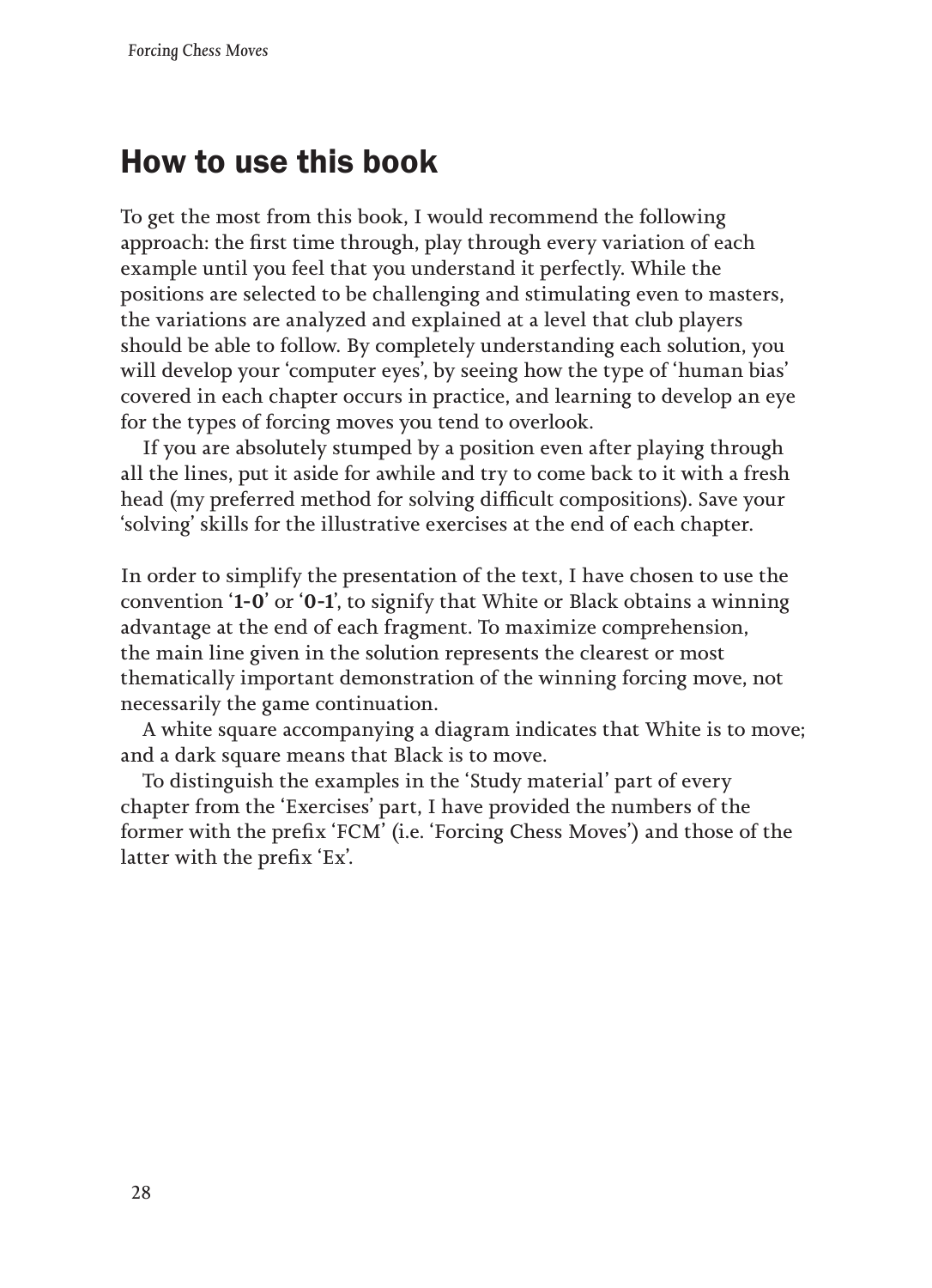## How to use this book

To get the most from this book, I would recommend the following approach: the first time through, play through every variation of each example until you feel that you understand it perfectly. While the positions are selected to be challenging and stimulating even to masters, the variations are analyzed and explained at a level that club players should be able to follow. By completely understanding each solution, you will develop your 'computer eyes', by seeing how the type of 'human bias' covered in each chapter occurs in practice, and learning to develop an eye for the types of forcing moves you tend to overlook.

If you are absolutely stumped by a position even after playing through all the lines, put it aside for awhile and try to come back to it with a fresh head (my preferred method for solving difficult compositions). Save your 'solving' skills for the illustrative exercises at the end of each chapter.

In order to simplify the presentation of the text, I have chosen to use the convention '**1-0**' or '**0-1**', to signify that White or Black obtains a winning advantage at the end of each fragment. To maximize comprehension, the main line given in the solution represents the clearest or most thematically important demonstration of the winning forcing move, not necessarily the game continuation.

A white square accompanying a diagram indicates that White is to move; and a dark square means that Black is to move.

To distinguish the examples in the 'Study material' part of every chapter from the 'Exercises' part, I have provided the numbers of the former with the prefix 'FCM' (i.e. 'Forcing Chess Moves') and those of the latter with the prefix 'Ex'.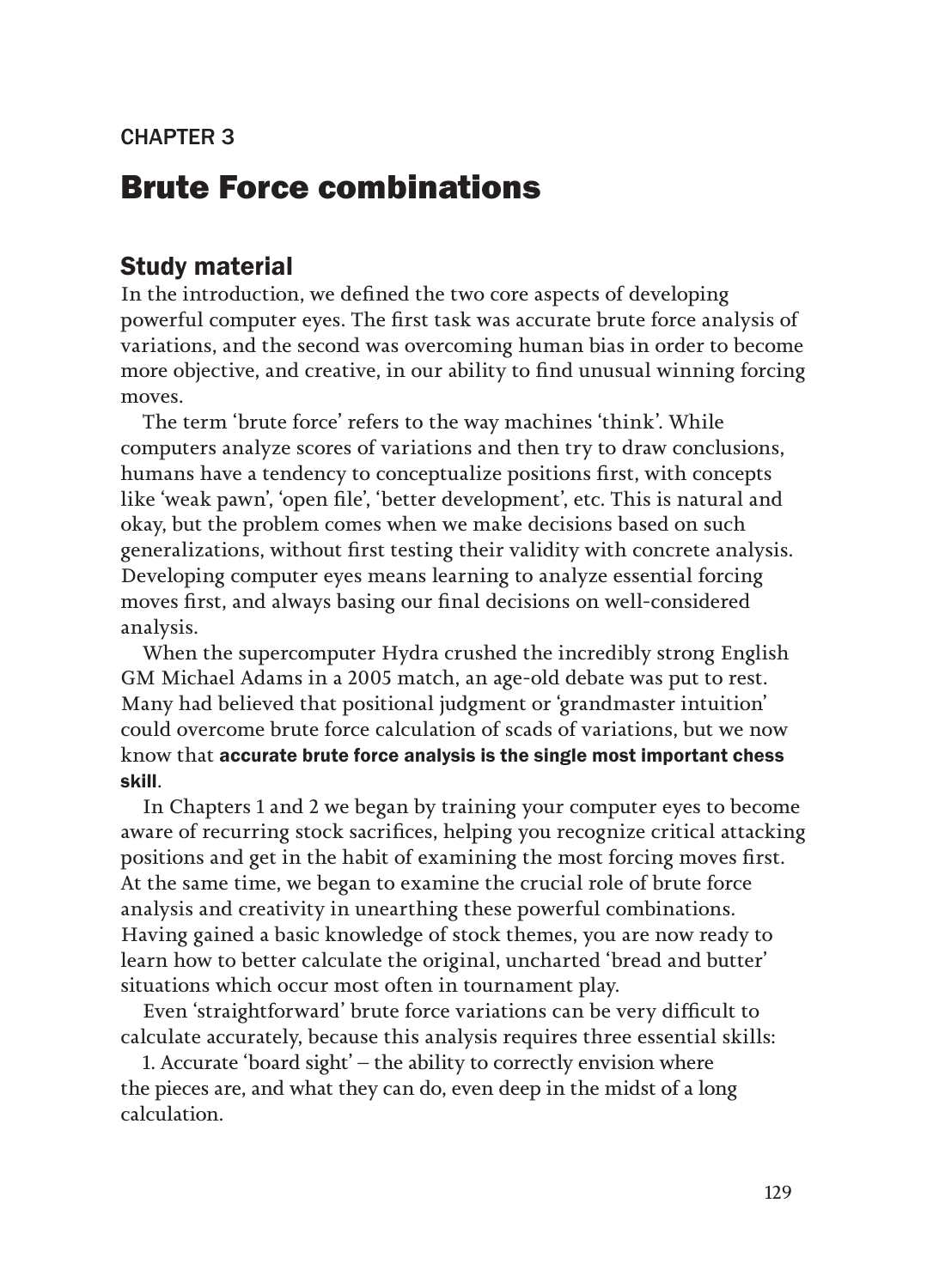CHAPTER 3

# Brute Force combinations

## Study material

In the introduction, we defined the two core aspects of developing powerful computer eyes. The first task was accurate brute force analysis of variations, and the second was overcoming human bias in order to become more objective, and creative, in our ability to find unusual winning forcing moves.

The term 'brute force' refers to the way machines 'think'. While computers analyze scores of variations and then try to draw conclusions, humans have a tendency to conceptualize positions first, with concepts like 'weak pawn', 'open file', 'better development', etc. This is natural and okay, but the problem comes when we make decisions based on such generalizations, without first testing their validity with concrete analysis. Developing computer eyes means learning to analyze essential forcing moves first, and always basing our final decisions on well-considered analysis.

When the supercomputer Hydra crushed the incredibly strong English GM Michael Adams in a 2005 match, an age-old debate was put to rest. Many had believed that positional judgment or 'grandmaster intuition' could overcome brute force calculation of scads of variations, but we now know that **accurate brute force analysis is the single most important chess skill**.

In Chapters 1 and 2 we began by training your computer eyes to become aware of recurring stock sacrifices, helping you recognize critical attacking positions and get in the habit of examining the most forcing moves first. At the same time, we began to examine the crucial role of brute force analysis and creativity in unearthing these powerful combinations. Having gained a basic knowledge of stock themes, you are now ready to learn how to better calculate the original, uncharted 'bread and butter' situations which occur most often in tournament play.

Even 'straightforward' brute force variations can be very difficult to calculate accurately, because this analysis requires three essential skills:

1. Accurate 'board sight' – the ability to correctly envision where the pieces are, and what they can do, even deep in the midst of a long calculation.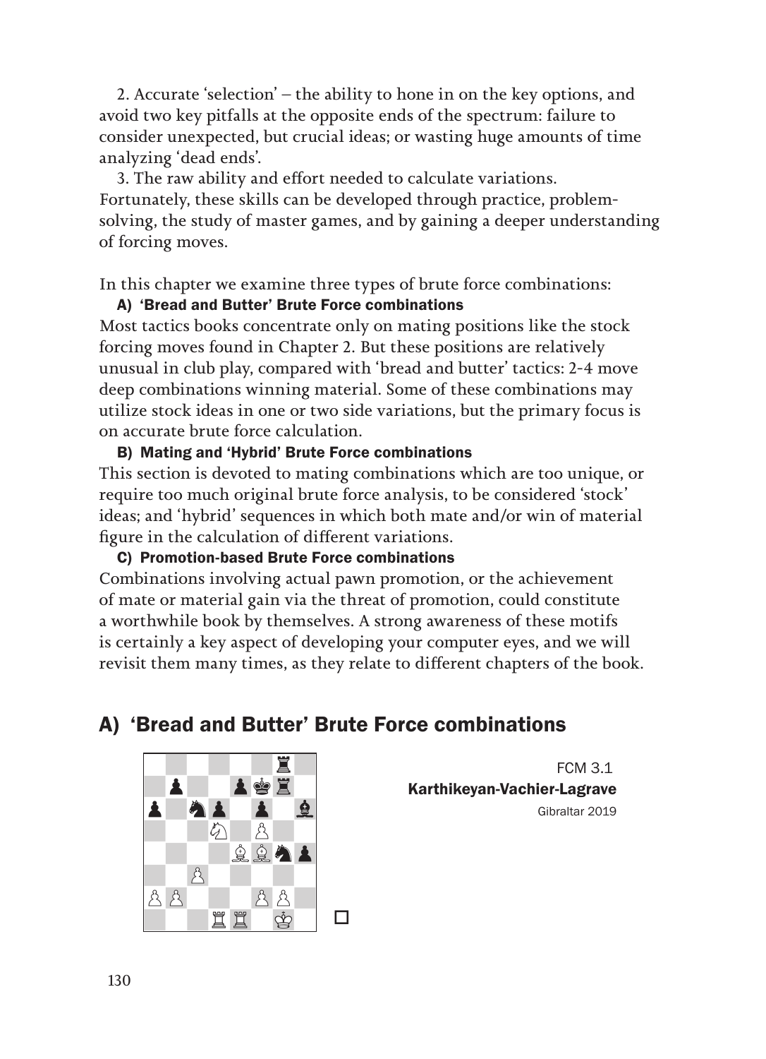2. Accurate 'selection' – the ability to hone in on the key options, and avoid two key pitfalls at the opposite ends of the spectrum: failure to consider unexpected, but crucial ideas; or wasting huge amounts of time analyzing 'dead ends'.

3. The raw ability and effort needed to calculate variations.
Fortunately, these skills can be developed through practice, problem-solving, the study of master games, and by gaining a deeper understanding of forcing moves.

In this chapter we examine three types of brute force combinations:

**A) 'Bread and Butter' Brute Force combinations**

Most tactics books concentrate only on mating positions like the stock forcing moves found in Chapter 2. But these positions are relatively unusual in club play, compared with 'bread and butter' tactics: 2-4 move deep combinations winning material. Some of these combinations may utilize stock ideas in one or two side variations, but the primary focus is on accurate brute force calculation.

**B) Mating and 'Hybrid' Brute Force combinations**

This section is devoted to mating combinations which are too unique, or require too much original brute force analysis, to be considered 'stock' ideas; and 'hybrid' sequences in which both mate and/or win of material figure in the calculation of different variations.

**C) Promotion-based Brute Force combinations**

Combinations involving actual pawn promotion, or the achievement of mate or material gain via the threat of promotion, could constitute a worthwhile book by themselves. A strong awareness of these motifs is certainly a key aspect of developing your computer eyes, and we will revisit them many times, as they relate to different chapters of the book.

## A) 'Bread and Butter' Brute Force combinations

FCM 3.1
**Karthikeyan-Vachier-Lagrave**
Gibraltar 2019

□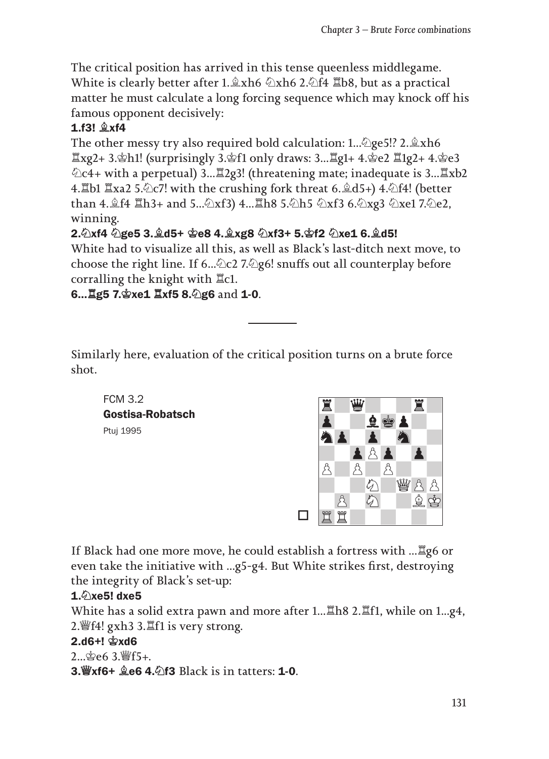The critical position has arrived in this tense queenless middlegame. White is clearly better after 1.♗xh6 ♘xh6 2.♘f4 ♖b8, but as a practical matter he must calculate a long forcing sequence which may knock off his famous opponent decisively:

**1.f3! ♗xf4**

The other messy try also required bold calculation: 1...♘ge5!? 2.♗xh6 ♖xg2+ 3.♔h1! (surprisingly 3.♔f1 only draws: 3...♖g1+ 4.♔e2 ♖1g2+ 4.♔e3 ♘c4+ with a perpetual) 3...♖2g3! (threatening mate; inadequate is 3...♖xb2 4.♖b1 ♖xa2 5.♘c7! with the crushing fork threat 6.♗d5+) 4.♘f4! (better than 4.♗f4 ♖h3+ and 5...♘xf3) 4...♖h8 5.♘h5 ♘xf3 6.♘xg3 ♘xe1 7.♘e2, winning.

**2.♘xf4 ♘ge5 3.♗d5+ ♔e8 4.♗xg8 ♘xf3+ 5.♔f2 ♘xe1 6.♗d5!**

White had to visualize all this, as well as Black's last-ditch next move, to choose the right line. If 6...♘c2 7.♘g6! snuffs out all counterplay before corralling the knight with ♖c1.

**6...♖g5 7.♔xe1 ♖xf5 8.♘g6** and **1-0**.

---

Similarly here, evaluation of the critical position turns on a brute force shot.

FCM 3.2
**Gostisa-Robatsch**
Ptuj 1995

If Black had one more move, he could establish a fortress with ...♖g6 or even take the initiative with ...g5-g4. But White strikes first, destroying the integrity of Black's set-up:

**1.♘xe5! dxe5**

White has a solid extra pawn and more after 1...♖h8 2.♖f1, while on 1...g4, 2.♕f4! gxh3 3.♖f1 is very strong.

**2.d6+! ♔xd6**

2...♔e6 3.♕f5+.

**3.♕xf6+ ♗e6 4.♘f3** Black is in tatters: **1-0**.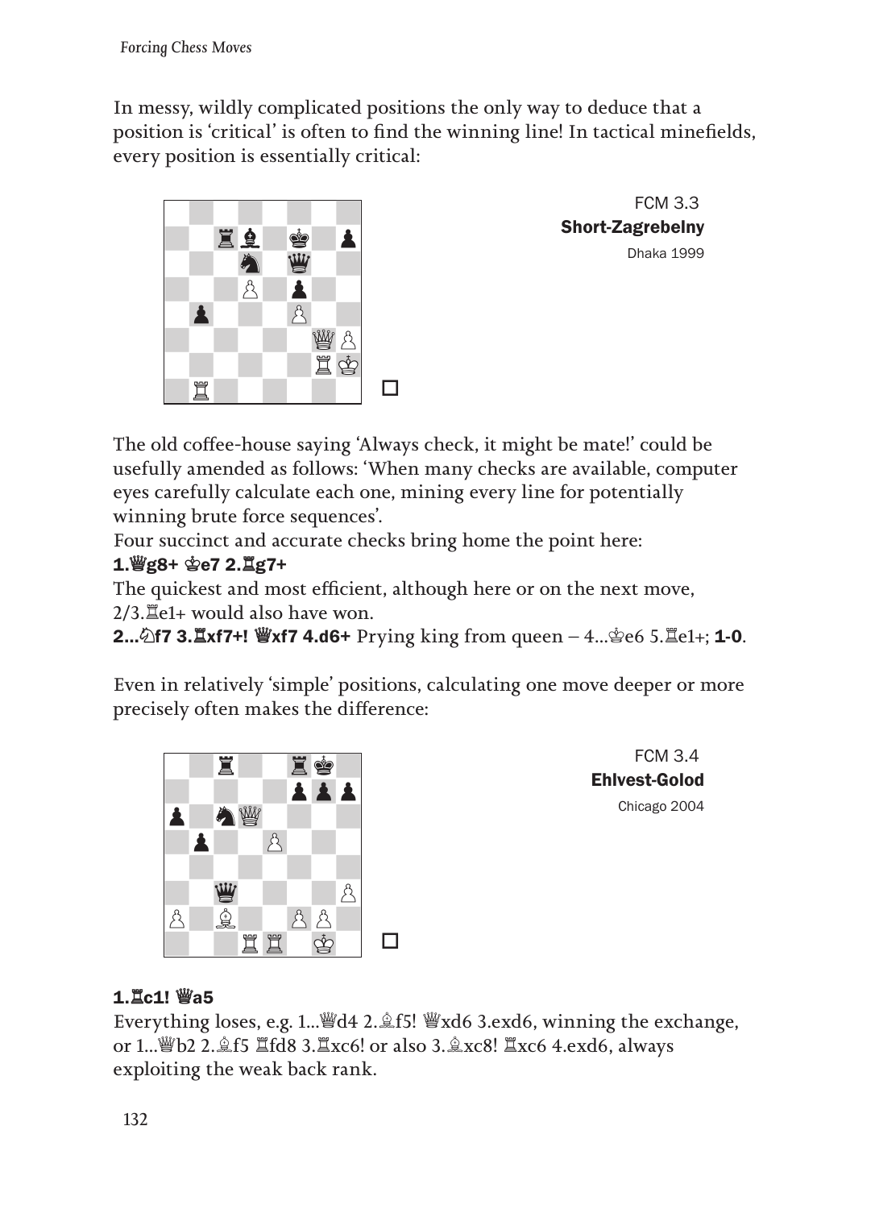In messy, wildly complicated positions the only way to deduce that a position is 'critical' is often to find the winning line! In tactical minefields, every position is essentially critical:

FCM 3.3
**Short-Zagrebelny**
Dhaka 1999

The old coffee-house saying 'Always check, it might be mate!' could be usefully amended as follows: 'When many checks are available, computer eyes carefully calculate each one, mining every line for potentially winning brute force sequences'.
Four succinct and accurate checks bring home the point here:

**1.♕g8+ ♚e7 2.♖g7+**

The quickest and most efficient, although here or on the next move, 2/3.♖e1+ would also have won.

**2...♘f7 3.♖xf7+! ♕xf7 4.d6+** Prying king from queen – 4...♚e6 5.♖e1+; **1-0**.

Even in relatively 'simple' positions, calculating one move deeper or more precisely often makes the difference:

FCM 3.4
**Ehlvest-Golod**
Chicago 2004

**1.♖c1! ♕a5**

Everything loses, e.g. 1...♕d4 2.♗f5! ♕xd6 3.exd6, winning the exchange, or 1...♕b2 2.♗f5 ♖fd8 3.♖xc6! or also 3.♗xc8! ♖xc6 4.exd6, always exploiting the weak back rank.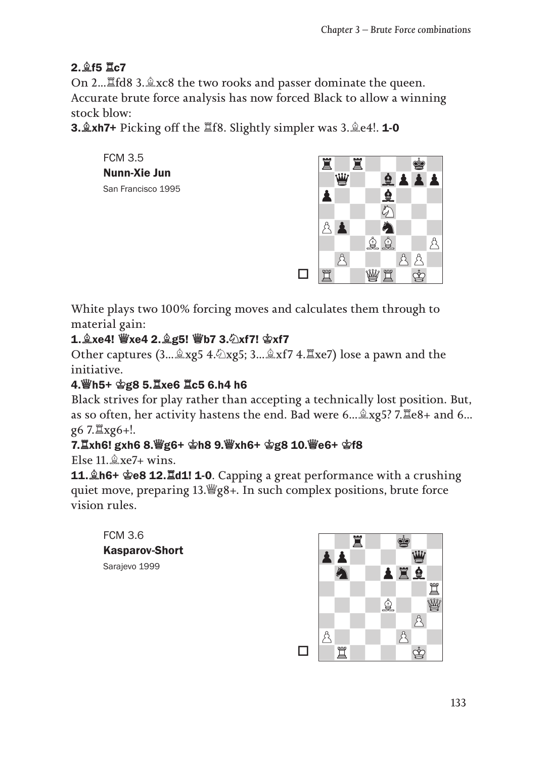**2.♗f5 ♖c7**

On 2...♖fd8 3.♗xc8 the two rooks and passer dominate the queen. Accurate brute force analysis has now forced Black to allow a winning stock blow:

**3.♗xh7+** Picking off the ♖f8. Slightly simpler was 3.♗e4!. **1-0**

FCM 3.5
**Nunn-Xie Jun**
San Francisco 1995

White plays two 100% forcing moves and calculates them through to material gain:

**1.♗xe4! ♕xe4 2.♗g5! ♕b7 3.♘xf7! ♔xf7**

Other captures (3...♗xg5 4.♘xg5; 3...♗xf7 4.♖xe7) lose a pawn and the initiative.

**4.♕h5+ ♔g8 5.♖xe6 ♖c5 6.h4 h6**

Black strives for play rather than accepting a technically lost position. But, as so often, her activity hastens the end. Bad were 6...♗xg5? 7.♖e8+ and 6... g6 7.♖xg6+!.

**7.♖xh6! gxh6 8.♕g6+ ♔h8 9.♕xh6+ ♔g8 10.♕e6+ ♔f8**

Else 11.♗xe7+ wins.

**11.♗h6+ ♔e8 12.♖d1! 1-0**. Capping a great performance with a crushing quiet move, preparing 13.♕g8+. In such complex positions, brute force vision rules.

FCM 3.6
**Kasparov-Short**
Sarajevo 1999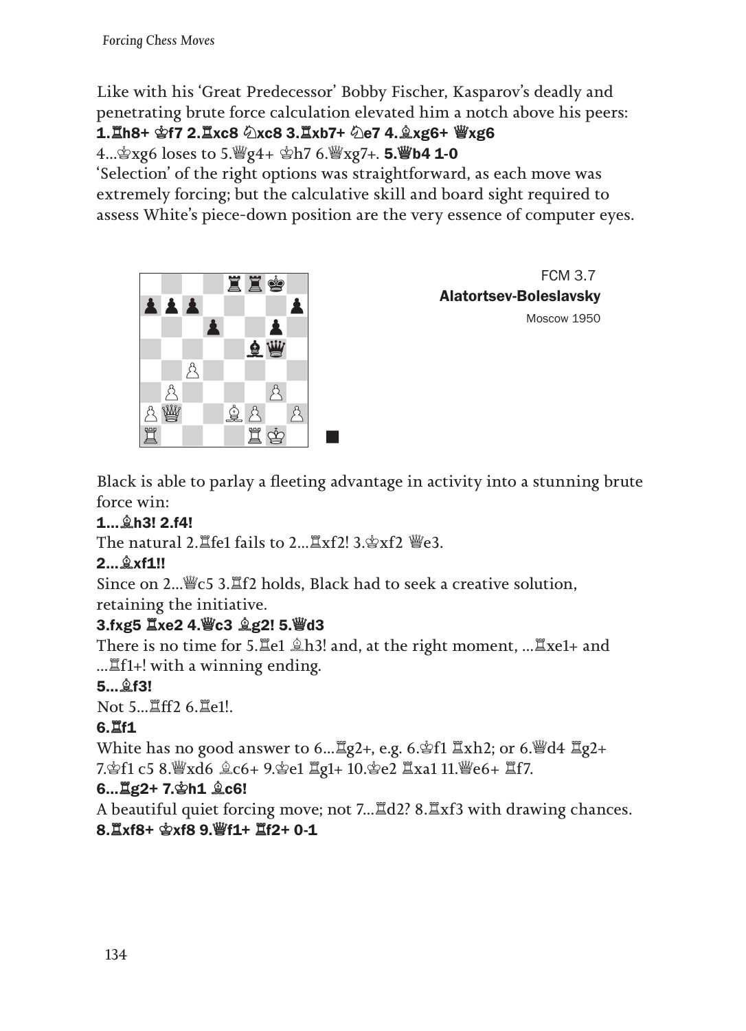Like with his 'Great Predecessor' Bobby Fischer, Kasparov's deadly and penetrating brute force calculation elevated him a notch above his peers:

**1.♖h8+ ♔f7 2.♖xc8 ♘xc8 3.♖xb7+ ♘e7 4.♗xg6+ ♕xg6**

4...♔xg6 loses to 5.♕g4+ ♔h7 6.♕xg7+. **5.♕b4 1-0**

'Selection' of the right options was straightforward, as each move was extremely forcing; but the calculative skill and board sight required to assess White's piece-down position are the very essence of computer eyes.

FCM 3.7
**Alatortsev-Boleslavsky**
Moscow 1950

Black is able to parlay a fleeting advantage in activity into a stunning brute force win:

**1...♗h3! 2.f4!**

The natural 2.♖fe1 fails to 2...♖xf2! 3.♔xf2 ♕e3.

**2...♗xf1!!**

Since on 2...♕c5 3.♖f2 holds, Black had to seek a creative solution, retaining the initiative.

**3.fxg5 ♖xe2 4.♕c3 ♗g2! 5.♕d3**

There is no time for 5.♖e1 ♗h3! and, at the right moment, ...♖xe1+ and ...♖f1+! with a winning ending.

**5...♗f3!**

Not 5...♖ff2 6.♖e1!.

**6.♖f1**

White has no good answer to 6...♖g2+, e.g. 6.♔f1 ♖xh2; or 6.♕d4 ♖g2+ 7.♔f1 c5 8.♕xd6 ♗c6+ 9.♔e1 ♖g1+ 10.♔e2 ♖xa1 11.♕e6+ ♖f7.

**6...♖g2+ 7.♔h1 ♗c6!**

A beautiful quiet forcing move; not 7...♖d2? 8.♖xf3 with drawing chances.

**8.♖xf8+ ♔xf8 9.♕f1+ ♖f2+ 0-1**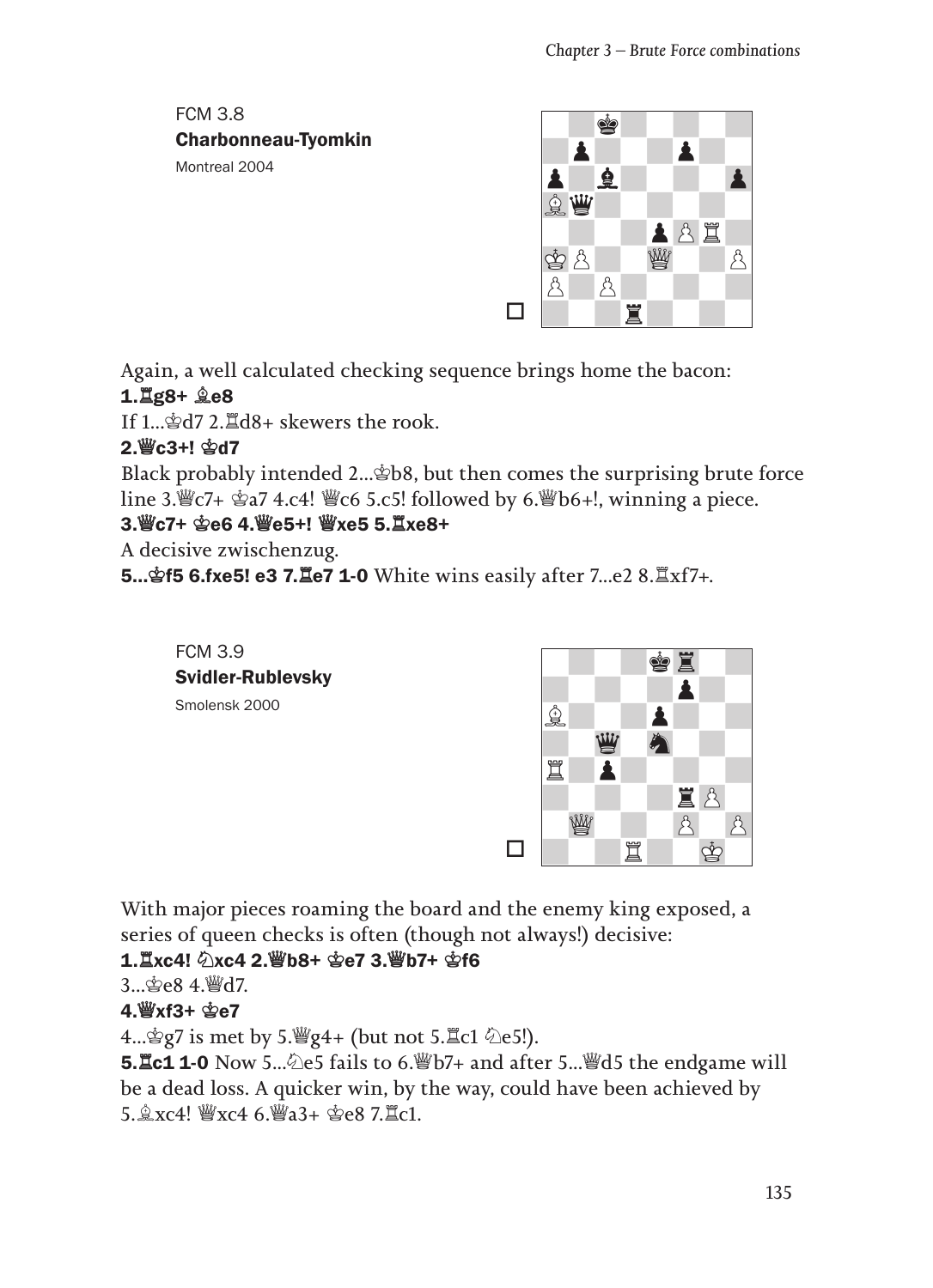FCM 3.8
**Charbonneau-Tyomkin**
Montreal 2004

Again, a well calculated checking sequence brings home the bacon:

**1.♖g8+ ♗e8**

If 1...♔d7 2.♖d8+ skewers the rook.

**2.♕c3+! ♔d7**

Black probably intended 2...♔b8, but then comes the surprising brute force line 3.♕c7+ ♔a7 4.c4! ♕c6 5.c5! followed by 6.♕b6+!, winning a piece.

**3.♕c7+ ♔e6 4.♕e5+! ♕xe5 5.♖xe8+**

A decisive zwischenzug.

**5...♔f5 6.fxe5! e3 7.♖e7 1-0** White wins easily after 7...e2 8.♖xf7+.

FCM 3.9
**Svidler-Rublevsky**
Smolensk 2000

With major pieces roaming the board and the enemy king exposed, a series of queen checks is often (though not always!) decisive:

**1.♖xc4! ♘xc4 2.♕b8+ ♔e7 3.♕b7+ ♔f6**

3...♔e8 4.♕d7.

**4.♕xf3+ ♔e7**

4...♔g7 is met by 5.♕g4+ (but not 5.♖c1 ♘e5!).

**5.♖c1 1-0** Now 5...♘e5 fails to 6.♕b7+ and after 5...♕d5 the endgame will be a dead loss. A quicker win, by the way, could have been achieved by 5.♗xc4! ♕xc4 6.♕a3+ ♔e8 7.♖c1.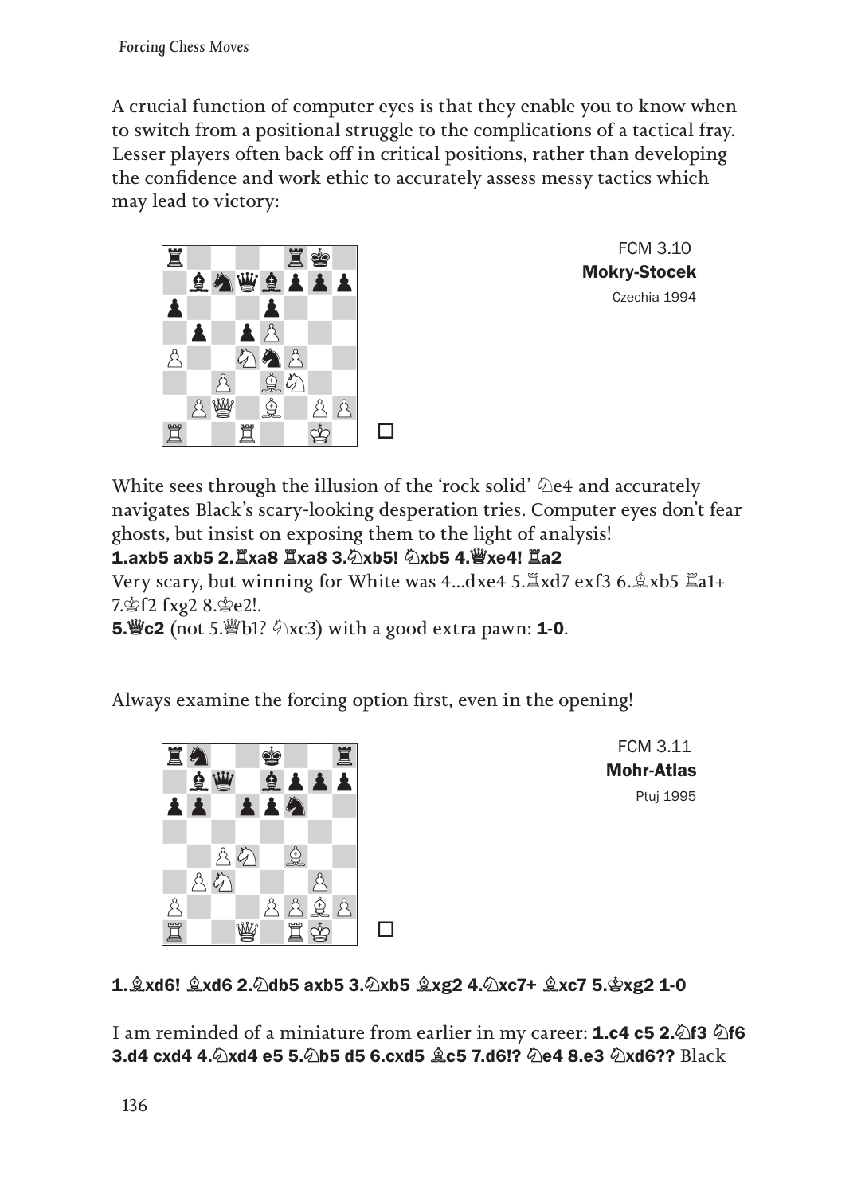A crucial function of computer eyes is that they enable you to know when to switch from a positional struggle to the complications of a tactical fray. Lesser players often back off in critical positions, rather than developing the confidence and work ethic to accurately assess messy tactics which may lead to victory:

FCM 3.10
**Mokry-Stocek**
Czechia 1994

White sees through the illusion of the 'rock solid' ♘e4 and accurately navigates Black's scary-looking desperation tries. Computer eyes don't fear ghosts, but insist on exposing them to the light of analysis!

**1.axb5 axb5 2.♖xa8 ♖xa8 3.♘xb5! ♘xb5 4.♕xe4! ♖a2**

Very scary, but winning for White was 4...dxe4 5.♖xd7 exf3 6.♗xb5 ♖a1+ 7.♔f2 fxg2 8.♔e2!.

**5.♕c2** (not 5.♕b1? ♘xc3) with a good extra pawn: **1-0**.

Always examine the forcing option first, even in the opening!

FCM 3.11
**Mohr-Atlas**
Ptuj 1995

**1.♗xd6! ♗xd6 2.♘db5 axb5 3.♘xb5 ♗xg2 4.♘xc7+ ♗xc7 5.♔xg2 1-0**

I am reminded of a miniature from earlier in my career: **1.c4 c5 2.♘f3 ♘f6 3.d4 cxd4 4.♘xd4 e5 5.♘b5 d5 6.cxd5 ♗c5 7.d6!? ♘e4 8.e3 ♘xd6??** Black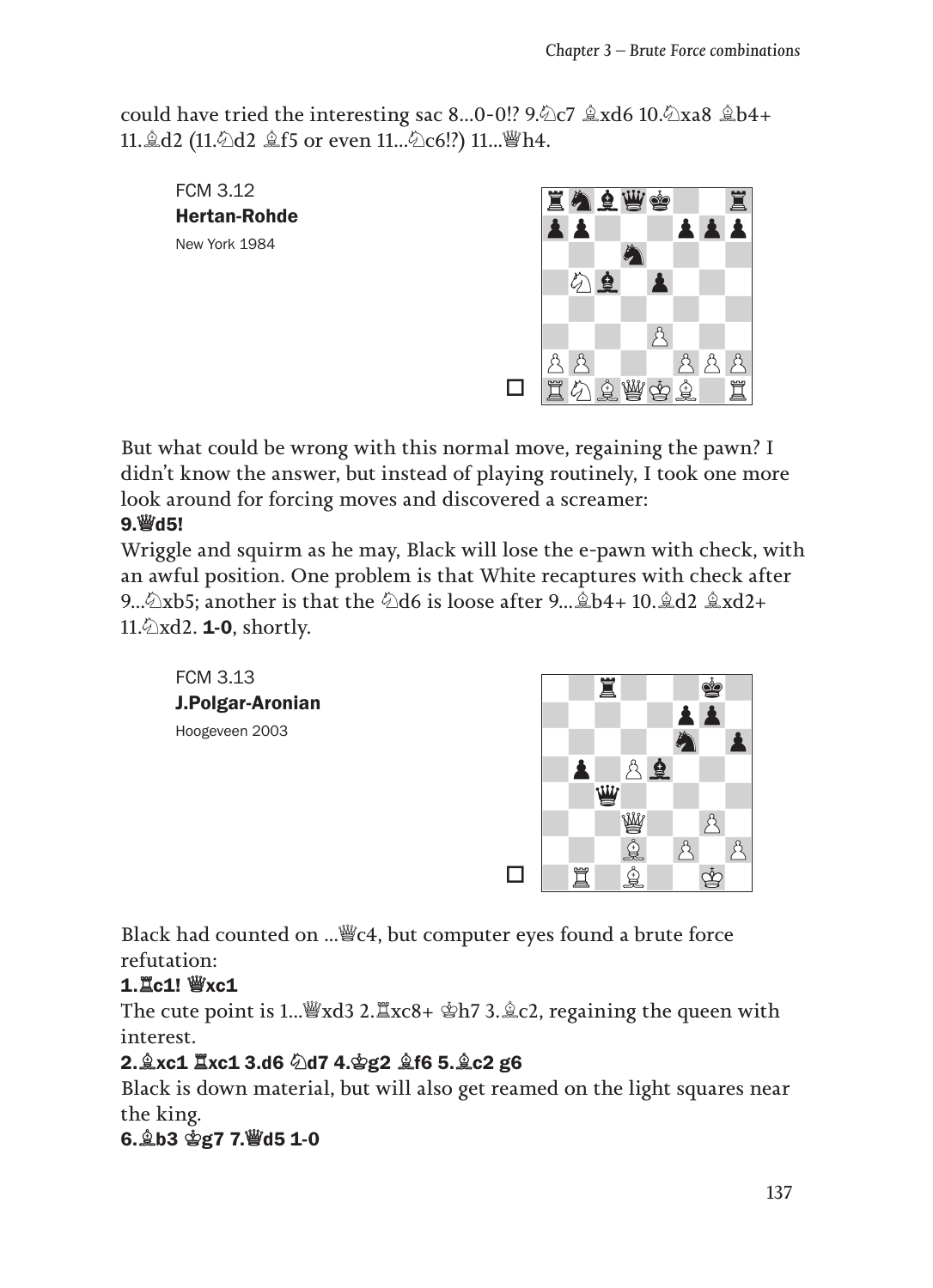could have tried the interesting sac 8...0-0!? 9.♘c7 ♗xd6 10.♘xa8 ♗b4+ 11.♗d2 (11.♘d2 ♗f5 or even 11...♘c6!?) 11...♕h4.

FCM 3.12
**Hertan-Rohde**
New York 1984

But what could be wrong with this normal move, regaining the pawn? I didn't know the answer, but instead of playing routinely, I took one more look around for forcing moves and discovered a screamer:

**9.♕d5!**

Wriggle and squirm as he may, Black will lose the e-pawn with check, with an awful position. One problem is that White recaptures with check after 9...♘xb5; another is that the ♘d6 is loose after 9...♗b4+ 10.♗d2 ♗xd2+ 11.♘xd2. **1-0**, shortly.

FCM 3.13
**J.Polgar-Aronian**
Hoogeveen 2003

Black had counted on ...♕c4, but computer eyes found a brute force refutation:

**1.♖c1! ♕xc1**

The cute point is 1...♕xd3 2.♖xc8+ ♔h7 3.♗c2, regaining the queen with interest.

**2.♗xc1 ♖xc1 3.d6 ♘d7 4.♔g2 ♗f6 5.♗c2 g6**

Black is down material, but will also get reamed on the light squares near the king.

**6.♗b3 ♔g7 7.♕d5 1-0**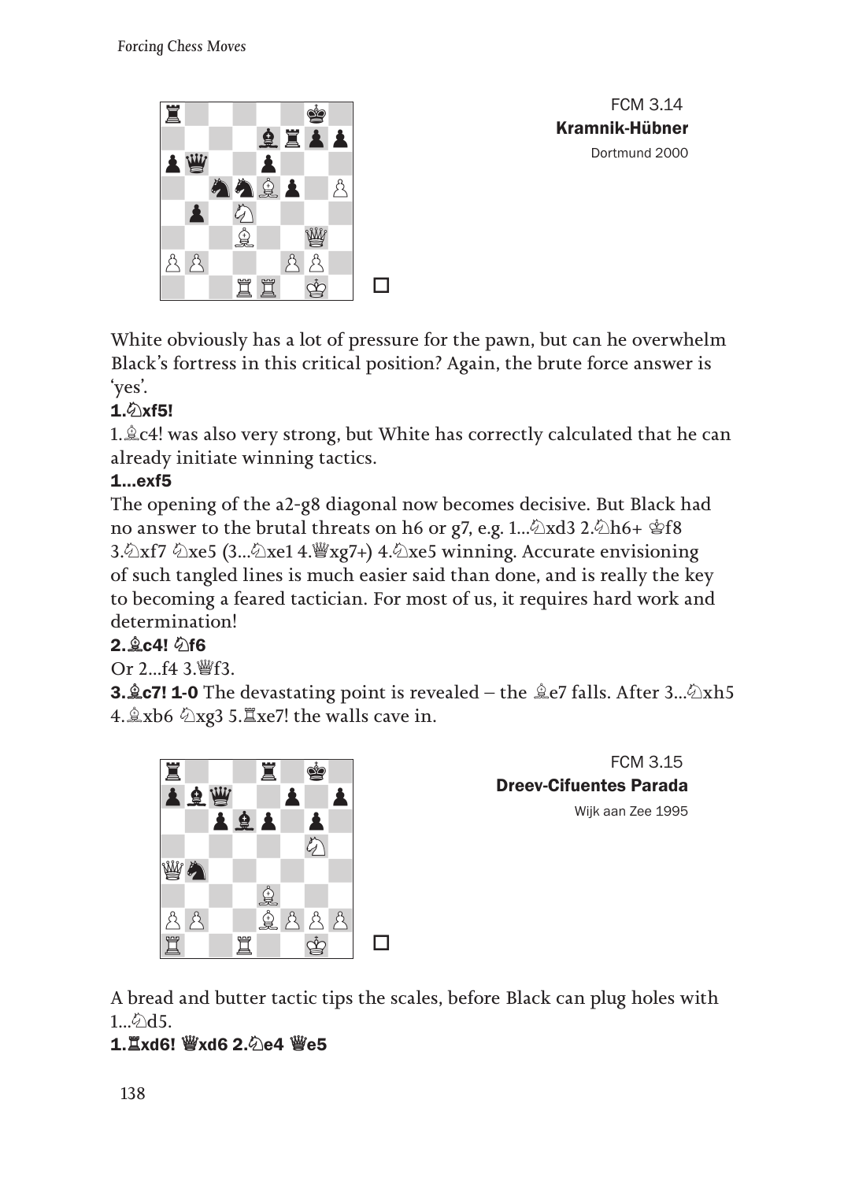FCM 3.14
**Kramnik-Hübner**
Dortmund 2000

White obviously has a lot of pressure for the pawn, but can he overwhelm Black's fortress in this critical position? Again, the brute force answer is 'yes'.

**1.♘xf5!**

1.♗c4! was also very strong, but White has correctly calculated that he can already initiate winning tactics.

**1...exf5**

The opening of the a2-g8 diagonal now becomes decisive. But Black had no answer to the brutal threats on h6 or g7, e.g. 1...♘xd3 2.♘h6+ ♔f8 3.♘xf7 ♘xe5 (3...♘xe1 4.♕xg7+) 4.♘xe5 winning. Accurate envisioning of such tangled lines is much easier said than done, and is really the key to becoming a feared tactician. For most of us, it requires hard work and determination!

**2.♗c4! ♘f6**

Or 2...f4 3.♕f3.

**3.♗c7! 1-0** The devastating point is revealed – the ♗e7 falls. After 3...♘xh5 4.♗xb6 ♘xg3 5.♖xe7! the walls cave in.

FCM 3.15
**Dreev-Cifuentes Parada**
Wijk aan Zee 1995

A bread and butter tactic tips the scales, before Black can plug holes with 1...♘d5.

**1.♖xd6! ♕xd6 2.♘e4 ♕e5**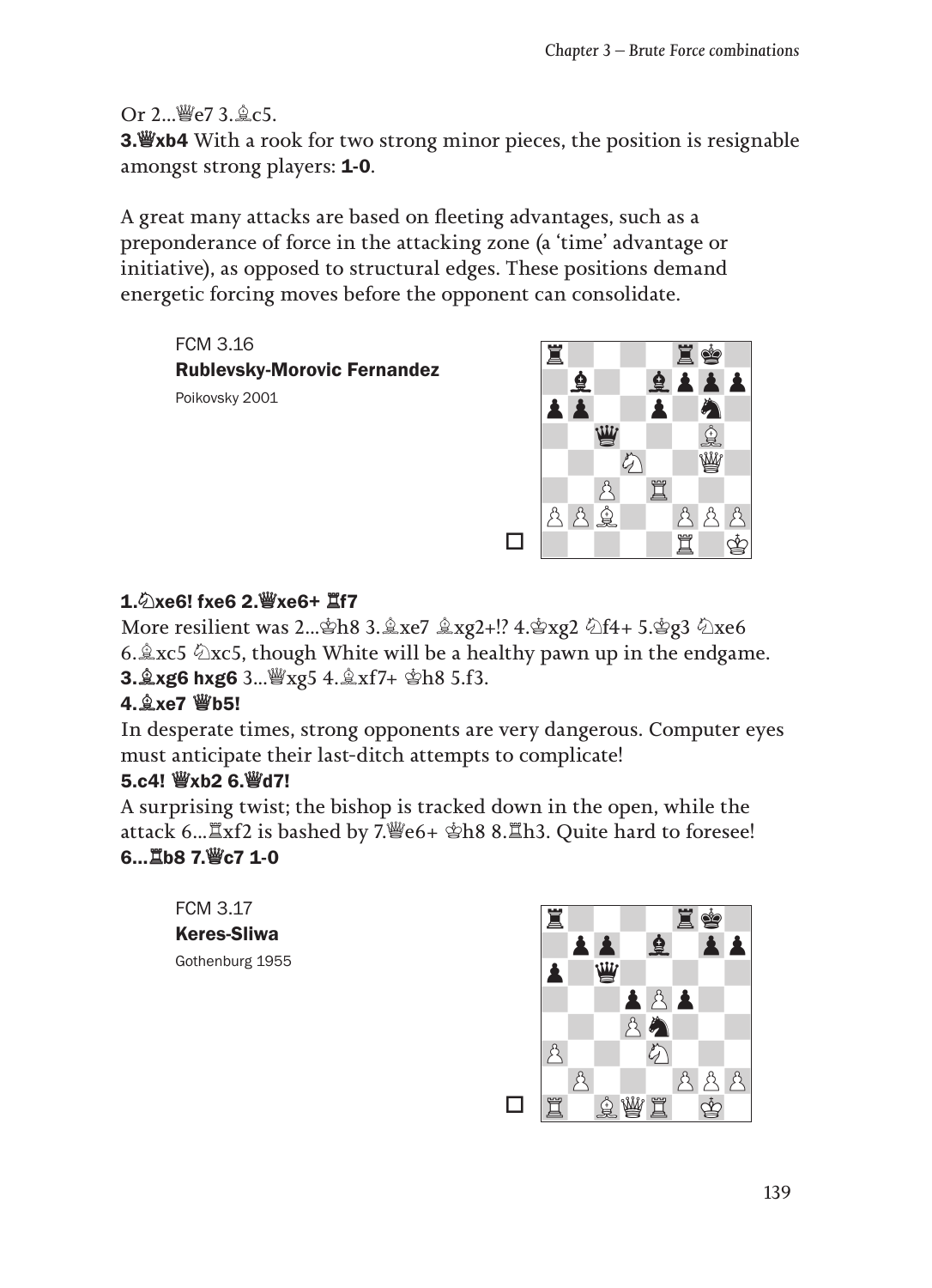Or 2...♕e7 3.♗c5.

**3.♕xb4** With a rook for two strong minor pieces, the position is resignable amongst strong players: **1-0**.

A great many attacks are based on fleeting advantages, such as a preponderance of force in the attacking zone (a 'time' advantage or initiative), as opposed to structural edges. These positions demand energetic forcing moves before the opponent can consolidate.

FCM 3.16
**Rublevsky-Morovic Fernandez**
Poikovsky 2001

□

**1.♘xe6! fxe6 2.♕xe6+ ♖f7**

More resilient was 2...♔h8 3.♗xe7 ♗xg2+!? 4.♔xg2 ♘f4+ 5.♔g3 ♘xe6 6.♗xc5 ♘xc5, though White will be a healthy pawn up in the endgame.

**3.♗xg6 hxg6** 3...♕xg5 4.♗xf7+ ♔h8 5.f3.

**4.♗xe7 ♕b5!**

In desperate times, strong opponents are very dangerous. Computer eyes must anticipate their last-ditch attempts to complicate!

**5.c4! ♕xb2 6.♕d7!**

A surprising twist; the bishop is tracked down in the open, while the attack 6...♖xf2 is bashed by 7.♕e6+ ♔h8 8.♖h3. Quite hard to foresee!

**6...♖b8 7.♕c7 1-0**

FCM 3.17
**Keres-Sliwa**
Gothenburg 1955

□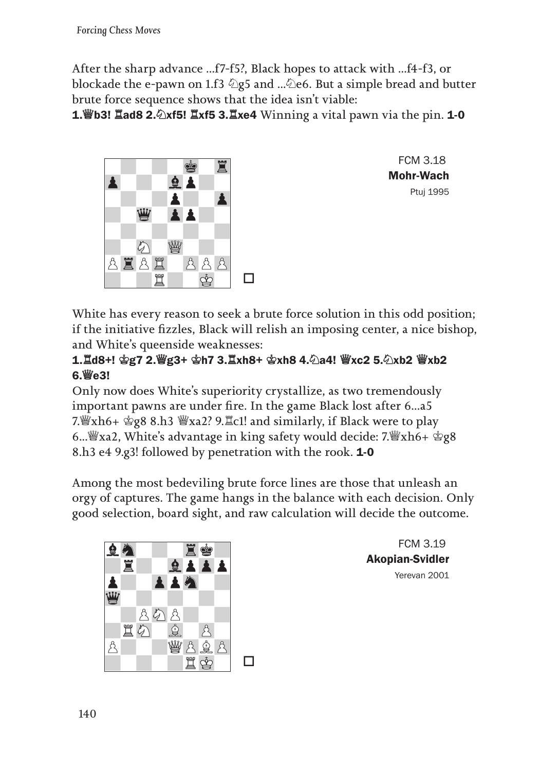After the sharp advance ...f7-f5?, Black hopes to attack with ...f4-f3, or blockade the e-pawn on 1.f3 ♘g5 and ...♘e6. But a simple bread and butter brute force sequence shows that the idea isn't viable:

**1.♕b3! ♖ad8 2.♘xf5! ♖xf5 3.♖xe4** Winning a vital pawn via the pin. **1-0**

FCM 3.18
**Mohr-Wach**
Ptuj 1995

White has every reason to seek a brute force solution in this odd position; if the initiative fizzles, Black will relish an imposing center, a nice bishop, and White's queenside weaknesses:

**1.♖d8+! ♔g7 2.♕g3+ ♔h7 3.♖xh8+ ♔xh8 4.♘a4! ♕xc2 5.♘xb2 ♕xb2 6.♕e3!**

Only now does White's superiority crystallize, as two tremendously important pawns are under fire. In the game Black lost after 6...a5 7.♕xh6+ ♔g8 8.h3 ♕xa2? 9.♖c1! and similarly, if Black were to play 6...♕xa2, White's advantage in king safety would decide: 7.♕xh6+ ♔g8 8.h3 e4 9.g3! followed by penetration with the rook. **1-0**

Among the most bedeviling brute force lines are those that unleash an orgy of captures. The game hangs in the balance with each decision. Only good selection, board sight, and raw calculation will decide the outcome.

FCM 3.19
**Akopian-Svidler**
Yerevan 2001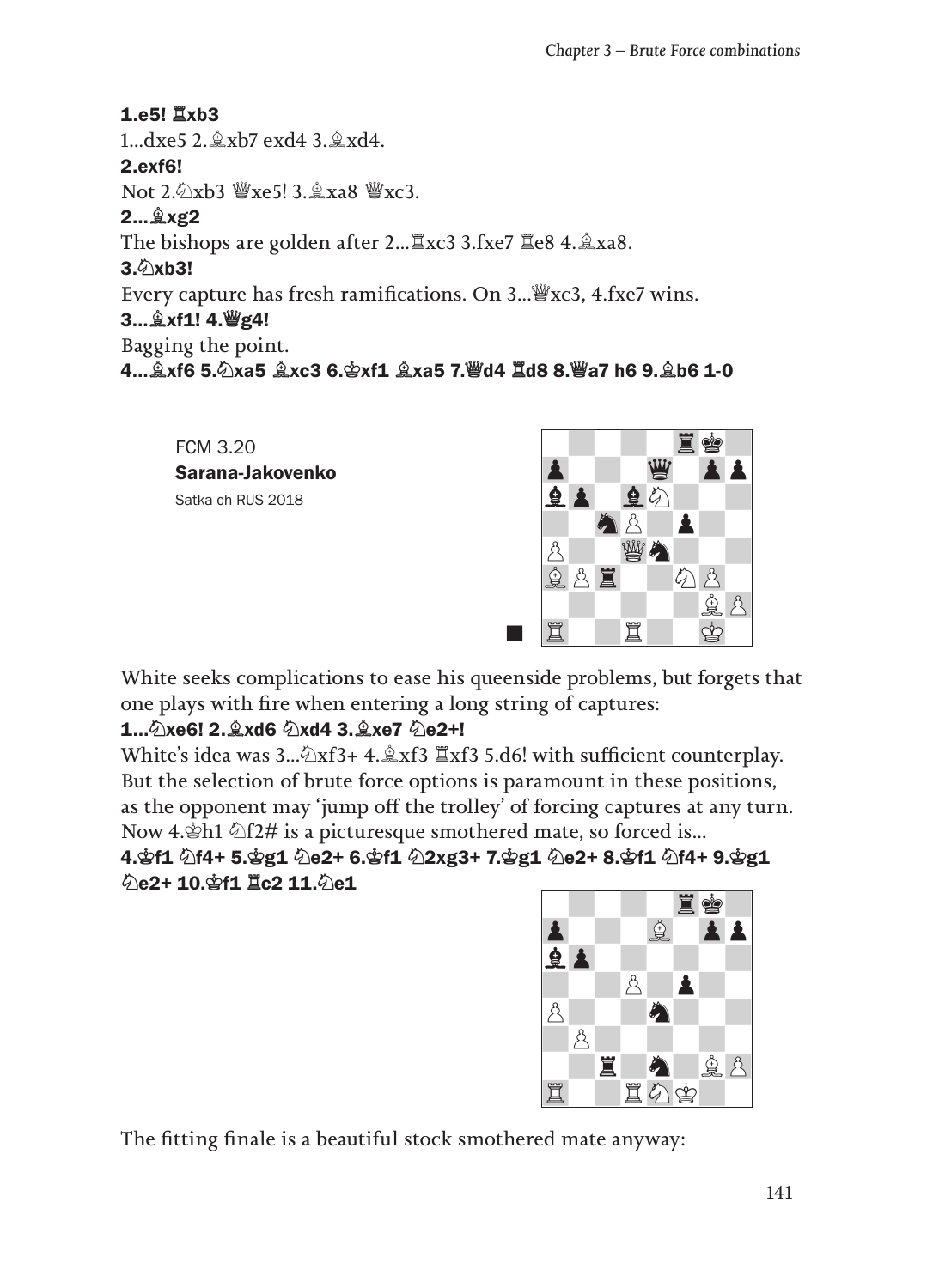**1.e5! ♖xb3**

1...dxe5 2.♗xb7 exd4 3.♗xd4.

**2.exf6!**

Not 2.♘xb3 ♕xe5! 3.♗xa8 ♕xc3.

**2...♗xg2**

The bishops are golden after 2...♖xc3 3.fxe7 ♖e8 4.♗xa8.

**3.♘xb3!**

Every capture has fresh ramifications. On 3...♕xc3, 4.fxe7 wins.

**3...♗xf1! 4.♕g4!**

Bagging the point.

**4...♗xf6 5.♘xa5 ♗xc3 6.♔xf1 ♗xa5 7.♕d4 ♖d8 8.♕a7 h6 9.♗b6 1-0**

FCM 3.20

**Sarana-Jakovenko**

Satka ch-RUS 2018

White seeks complications to ease his queenside problems, but forgets that one plays with fire when entering a long string of captures:

**1...♘xe6! 2.♗xd6 ♘xd4 3.♗xe7 ♘e2+!**

White's idea was 3...♘xf3+ 4.♗xf3 ♖xf3 5.d6! with sufficient counterplay. But the selection of brute force options is paramount in these positions, as the opponent may 'jump off the trolley' of forcing captures at any turn. Now 4.♔h1 ♘f2# is a picturesque smothered mate, so forced is...

**4.♔f1 ♘f4+ 5.♔g1 ♘e2+ 6.♔f1 ♘2xg3+ 7.♔g1 ♘e2+ 8.♔f1 ♘f4+ 9.♔g1 ♘e2+ 10.♔f1 ♖c2 11.♘e1**

The fitting finale is a beautiful stock smothered mate anyway: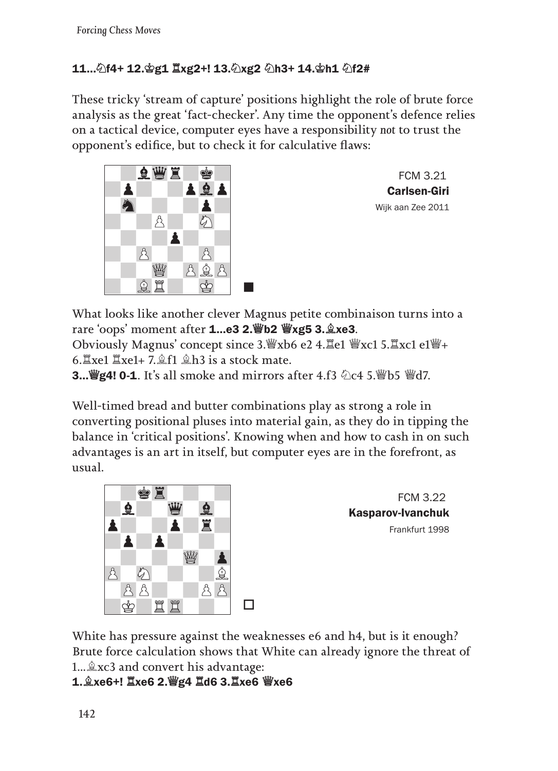**11...♘f4+ 12.♔g1 ♖xg2+! 13.♘xg2 ♘h3+ 14.♔h1 ♘f2#**

These tricky 'stream of capture' positions highlight the role of brute force analysis as the great 'fact-checker'. Any time the opponent's defence relies on a tactical device, computer eyes have a responsibility *not* to trust the opponent's edifice, but to check it for calculative flaws:

FCM 3.21
**Carlsen-Giri**
Wijk aan Zee 2011

What looks like another clever Magnus petite combinaison turns into a rare 'oops' moment after **1...e3 2.♕b2 ♕xg5 3.♗xe3**.
Obviously Magnus' concept since 3.♕xb6 e2 4.♖e1 ♕xc1 5.♖xc1 e1♕+ 6.♖xe1 ♖xe1+ 7.♗f1 ♗h3 is a stock mate.
**3...♕g4! 0-1**. It's all smoke and mirrors after 4.f3 ♘c4 5.♕b5 ♕d7.

Well-timed bread and butter combinations play as strong a role in converting positional pluses into material gain, as they do in tipping the balance in 'critical positions'. Knowing when and how to cash in on such advantages is an art in itself, but computer eyes are in the forefront, as usual.

FCM 3.22
**Kasparov-Ivanchuk**
Frankfurt 1998

White has pressure against the weaknesses e6 and h4, but is it enough? Brute force calculation shows that White can already ignore the threat of 1...♗xc3 and convert his advantage:
**1.♗xe6+! ♖xe6 2.♕g4 ♖d6 3.♖xe6 ♕xe6**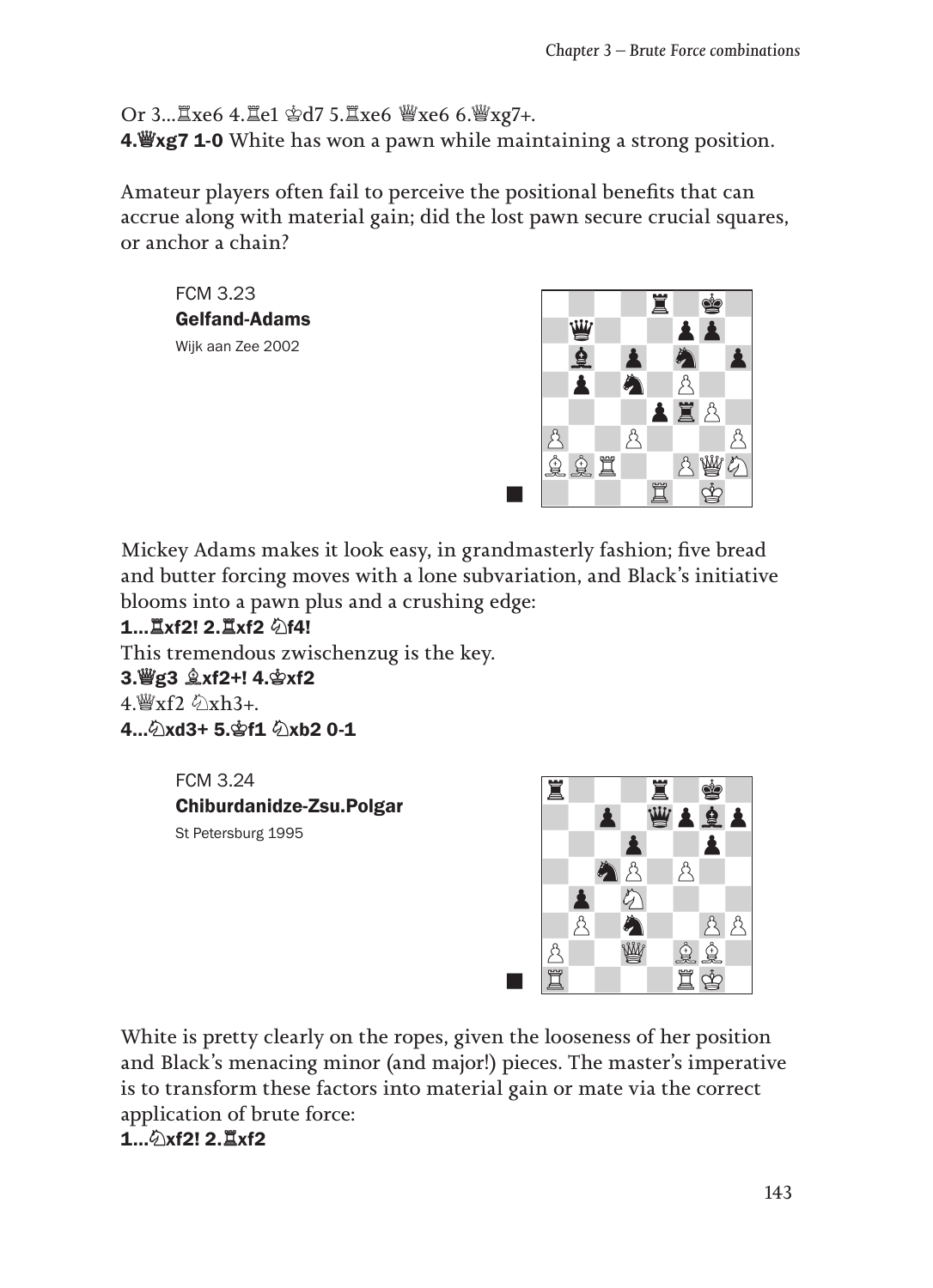Or 3...♖xe6 4.♖e1 ♔d7 5.♖xe6 ♕xe6 6.♕xg7+.

**4.♕xg7 1-0** White has won a pawn while maintaining a strong position.

Amateur players often fail to perceive the positional benefits that can accrue along with material gain; did the lost pawn secure crucial squares, or anchor a chain?

FCM 3.23

**Gelfand-Adams**

Wijk aan Zee 2002

Mickey Adams makes it look easy, in grandmasterly fashion; five bread and butter forcing moves with a lone subvariation, and Black's initiative blooms into a pawn plus and a crushing edge:

**1...♖xf2! 2.♖xf2 ♘f4!**

This tremendous zwischenzug is the key.

**3.♕g3 ♗xf2+! 4.♔xf2**

4.♕xf2 ♘xh3+.

**4...♘xd3+ 5.♔f1 ♘xb2 0-1**

FCM 3.24

**Chiburdanidze-Zsu.Polgar**

St Petersburg 1995

White is pretty clearly on the ropes, given the looseness of her position and Black's menacing minor (and major!) pieces. The master's imperative is to transform these factors into material gain or mate via the correct application of brute force:

**1...♘xf2! 2.♖xf2**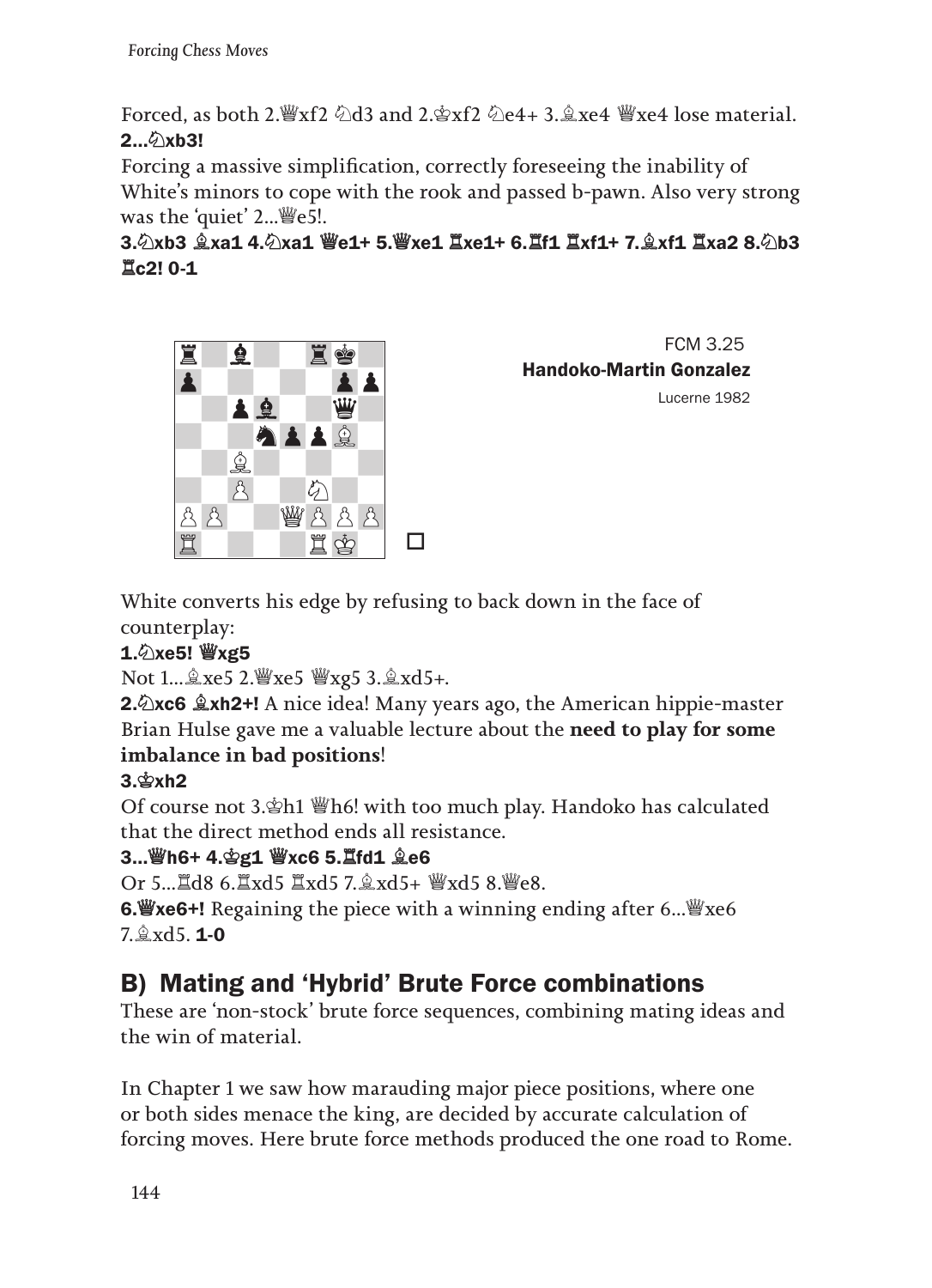Forced, as both 2.♕xf2 ♘d3 and 2.♔xf2 ♘e4+ 3.♗xe4 ♕xe4 lose material.

**2...♘xb3!**

Forcing a massive simplification, correctly foreseeing the inability of White's minors to cope with the rook and passed b-pawn. Also very strong was the 'quiet' 2...♕e5!.

**3.♘xb3 ♗xa1 4.♘xa1 ♕e1+ 5.♕xe1 ♖xe1+ 6.♖f1 ♖xf1+ 7.♗xf1 ♖xa2 8.♘b3 ♖c2! 0-1**

FCM 3.25
**Handoko-Martin Gonzalez**
Lucerne 1982

White converts his edge by refusing to back down in the face of counterplay:

**1.♘xe5! ♕xg5**

Not 1...♗xe5 2.♕xe5 ♕xg5 3.♗xd5+.

**2.♘xc6 ♗xh2+!** A nice idea! Many years ago, the American hippie-master Brian Hulse gave me a valuable lecture about the **need to play for some imbalance in bad positions**!

**3.♔xh2**

Of course not 3.♔h1 ♕h6! with too much play. Handoko has calculated that the direct method ends all resistance.

**3...♕h6+ 4.♔g1 ♕xc6 5.♖fd1 ♗e6**

Or 5...♖d8 6.♖xd5 ♖xd5 7.♗xd5+ ♕xd5 8.♕e8.

**6.♕xe6+!** Regaining the piece with a winning ending after 6...♕xe6 7.♗xd5. **1-0**

## B) Mating and 'Hybrid' Brute Force combinations

These are 'non-stock' brute force sequences, combining mating ideas and the win of material.

In Chapter 1 we saw how marauding major piece positions, where one or both sides menace the king, are decided by accurate calculation of forcing moves. Here brute force methods produced the one road to Rome.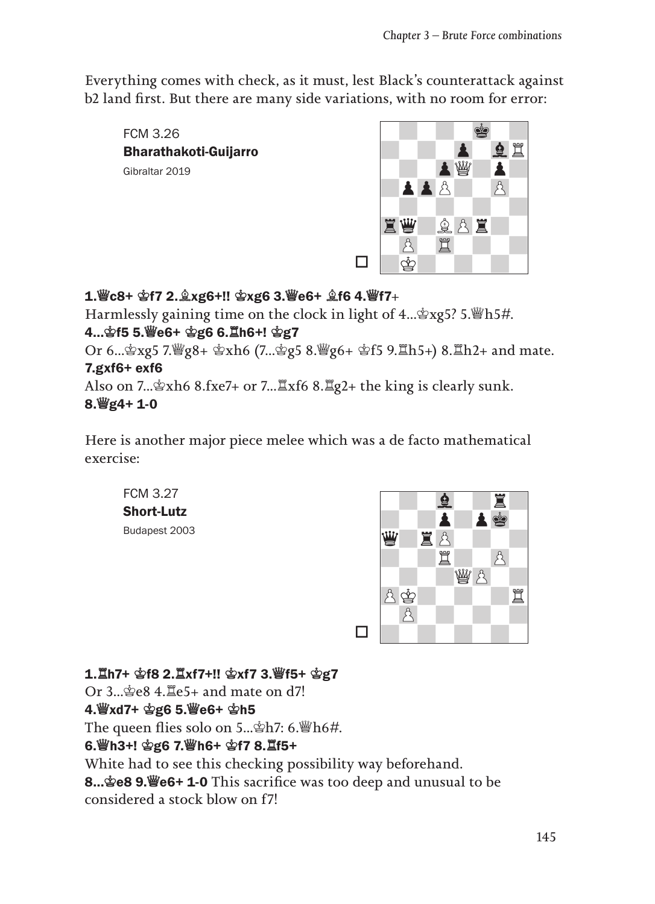Everything comes with check, as it must, lest Black's counterattack against b2 land first. But there are many side variations, with no room for error:

FCM 3.26
**Bharathakoti-Guijarro**
Gibraltar 2019

**1.♕c8+ ♔f7 2.♗xg6+!! ♔xg6 3.♕e6+ ♗f6 4.♕f7+**
Harmlessly gaining time on the clock in light of 4...♔xg5? 5.♕h5#.
**4...♔f5 5.♕e6+ ♔g6 6.♖h6+! ♔g7**
Or 6...♔xg5 7.♕g8+ ♔xh6 (7...♔g5 8.♕g6+ ♔f5 9.♖h5+) 8.♖h2+ and mate.
**7.gxf6+ exf6**
Also on 7...♔xh6 8.fxe7+ or 7...♖xf6 8.♖g2+ the king is clearly sunk.
**8.♕g4+ 1-0**

Here is another major piece melee which was a de facto mathematical exercise:

FCM 3.27
**Short-Lutz**
Budapest 2003

**1.♖h7+ ♔f8 2.♖xf7+!! ♔xf7 3.♕f5+ ♔g7**
Or 3...♔e8 4.♖e5+ and mate on d7!
**4.♕xd7+ ♔g6 5.♕e6+ ♔h5**
The queen flies solo on 5...♔h7: 6.♕h6#.
**6.♕h3+! ♔g6 7.♕h6+ ♔f7 8.♖f5+**
White had to see this checking possibility way beforehand.
**8...♔e8 9.♕e6+ 1-0** This sacrifice was too deep and unusual to be considered a stock blow on f7!